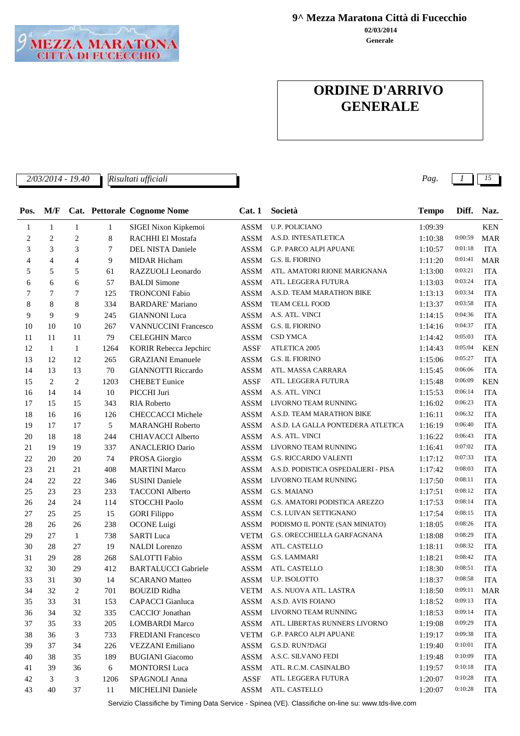**9^ Mezza Maratona Città di Fucecchio**

**02/03/2014**

**Generale**

# ORDINE D'ARRIVO GENERALE

*2/03/2014 - 19.40* *Risultati ufficiali*

| Pos. | M/F | Cat. | Pettorale | Cognome Nome | Cat. 1 | Società | Tempo | Diff. | Naz. |
|---|---|---|---|---|---|---|---|---|---|
| 1 | 1 | 1 | 1 | SIGEI Nixon Kipkemoi | ASSM | U.P. POLICIANO | 1:09:39 | | KEN |
| 2 | 2 | 2 | 8 | RACHHI El Mostafa | ASSM | A.S.D. INTESATLETICA | 1:10:38 | 0:00:59 | MAR |
| 3 | 3 | 3 | 7 | DEL NISTA Daniele | ASSM | G.P. PARCO ALPI APUANE | 1:10:57 | 0:01:18 | ITA |
| 4 | 4 | 4 | 9 | MIDAR Hicham | ASSM | G.S. IL FIORINO | 1:11:20 | 0:01:41 | MAR |
| 5 | 5 | 5 | 61 | RAZZUOLI Leonardo | ASSM | ATL. AMATORI RIONE MARIGNANA | 1:13:00 | 0:03:21 | ITA |
| 6 | 6 | 6 | 57 | BALDI Simone | ASSM | ATL. LEGGERA FUTURA | 1:13:03 | 0:03:24 | ITA |
| 7 | 7 | 7 | 125 | TRONCONI Fabio | ASSM | A.S.D. TEAM MARATHON BIKE | 1:13:13 | 0:03:34 | ITA |
| 8 | 8 | 8 | 334 | BARDARE' Mariano | ASSM | TEAM CELL FOOD | 1:13:37 | 0:03:58 | ITA |
| 9 | 9 | 9 | 245 | GIANNONI Luca | ASSM | A.S. ATL. VINCI | 1:14:15 | 0:04:36 | ITA |
| 10 | 10 | 10 | 267 | VANNUCCINI Francesco | ASSM | G.S. IL FIORINO | 1:14:16 | 0:04:37 | ITA |
| 11 | 11 | 11 | 79 | CELEGHIN Marco | ASSM | CSD YMCA | 1:14:42 | 0:05:03 | ITA |
| 12 | 1 | 1 | 1264 | KORIR Rebecca Jepchirc | ASSF | ATLETICA 2005 | 1:14:43 | 0:05:04 | KEN |
| 13 | 12 | 12 | 265 | GRAZIANI Emanuele | ASSM | G.S. IL FIORINO | 1:15:06 | 0:05:27 | ITA |
| 14 | 13 | 13 | 70 | GIANNOTTI Riccardo | ASSM | ATL. MASSA CARRARA | 1:15:45 | 0:06:06 | ITA |
| 15 | 2 | 2 | 1203 | CHEBET Eunice | ASSF | ATL. LEGGERA FUTURA | 1:15:48 | 0:06:09 | KEN |
| 16 | 14 | 14 | 10 | PICCHI Juri | ASSM | A.S. ATL. VINCI | 1:15:53 | 0:06:14 | ITA |
| 17 | 15 | 15 | 343 | RIA Roberto | ASSM | LIVORNO TEAM RUNNING | 1:16:02 | 0:06:23 | ITA |
| 18 | 16 | 16 | 126 | CHECCACCI Michele | ASSM | A.S.D. TEAM MARATHON BIKE | 1:16:11 | 0:06:32 | ITA |
| 19 | 17 | 17 | 5 | MARANGHI Roberto | ASSM | A.S.D. LA GALLA PONTEDERA ATLETICA | 1:16:19 | 0:06:40 | ITA |
| 20 | 18 | 18 | 244 | CHIAVACCI Alberto | ASSM | A.S. ATL. VINCI | 1:16:22 | 0:06:43 | ITA |
| 21 | 19 | 19 | 337 | ANACLERIO Dario | ASSM | LIVORNO TEAM RUNNING | 1:16:41 | 0:07:02 | ITA |
| 22 | 20 | 20 | 74 | PROSA Giorgio | ASSM | G.S. RICCARDO VALENTI | 1:17:12 | 0:07:33 | ITA |
| 23 | 21 | 21 | 408 | MARTINI Marco | ASSM | A.S.D. PODISTICA OSPEDALIERI - PISA | 1:17:42 | 0:08:03 | ITA |
| 24 | 22 | 22 | 346 | SUSINI Daniele | ASSM | LIVORNO TEAM RUNNING | 1:17:50 | 0:08:11 | ITA |
| 25 | 23 | 23 | 233 | TACCONI Alberto | ASSM | G.S. MAIANO | 1:17:51 | 0:08:12 | ITA |
| 26 | 24 | 24 | 114 | STOCCHI Paolo | ASSM | G.S. AMATORI PODISTICA AREZZO | 1:17:53 | 0:08:14 | ITA |
| 27 | 25 | 25 | 15 | GORI Filippo | ASSM | C.S. LUIVAN SETTIGNANO | 1:17:54 | 0:08:15 | ITA |
| 28 | 26 | 26 | 238 | OCONE Luigi | ASSM | PODISMO IL PONTE (SAN MINIATO) | 1:18:05 | 0:08:26 | ITA |
| 29 | 27 | 1 | 738 | SARTI Luca | VETM | G.S. ORECCHIELLA GARFAGNANA | 1:18:08 | 0:08:29 | ITA |
| 30 | 28 | 27 | 19 | NALDI Lorenzo | ASSM | ATL. CASTELLO | 1:18:11 | 0:08:32 | ITA |
| 31 | 29 | 28 | 268 | SALOTTI Fabio | ASSM | G.S. LAMMARI | 1:18:21 | 0:08:42 | ITA |
| 32 | 30 | 29 | 412 | BARTALUCCI Gabriele | ASSM | ATL. CASTELLO | 1:18:30 | 0:08:51 | ITA |
| 33 | 31 | 30 | 14 | SCARANO Matteo | ASSM | U.P. ISOLOTTO | 1:18:37 | 0:08:58 | ITA |
| 34 | 32 | 2 | 701 | BOUZID Ridha | VETM | A.S. NUOVA ATL. LASTRA | 1:18:50 | 0:09:11 | MAR |
| 35 | 33 | 31 | 153 | CAPACCI Gianluca | ASSM | A.S.D. AVIS FOIANO | 1:18:52 | 0:09:13 | ITA |
| 36 | 34 | 32 | 335 | CACCIO' Jonathan | ASSM | LIVORNO TEAM RUNNING | 1:18:53 | 0:09:14 | ITA |
| 37 | 35 | 33 | 205 | LOMBARDI Marco | ASSM | ATL. LIBERTAS RUNNERS LIVORNO | 1:19:08 | 0:09:29 | ITA |
| 38 | 36 | 3 | 733 | FREDIANI Francesco | VETM | G.P. PARCO ALPI APUANE | 1:19:17 | 0:09:38 | ITA |
| 39 | 37 | 34 | 226 | VEZZANI Emiliano | ASSM | G.S.D. RUN?DAGI | 1:19:40 | 0:10:01 | ITA |
| 40 | 38 | 35 | 189 | BUGIANI Giacomo | ASSM | A.S.C. SILVANO FEDI | 1:19:48 | 0:10:09 | ITA |
| 41 | 39 | 36 | 6 | MONTORSI Luca | ASSM | ATL. R.C.M. CASINALBO | 1:19:57 | 0:10:18 | ITA |
| 42 | 3 | 3 | 1206 | SPAGNOLI Anna | ASSF | ATL. LEGGERA FUTURA | 1:20:07 | 0:10:28 | ITA |
| 43 | 40 | 37 | 11 | MICHELINI Daniele | ASSM | ATL. CASTELLO | 1:20:07 | 0:10:28 | ITA |

Servizio Classifiche by Timing Data Service - Spinea (VE). Classifiche on-line su: www.tds-live.com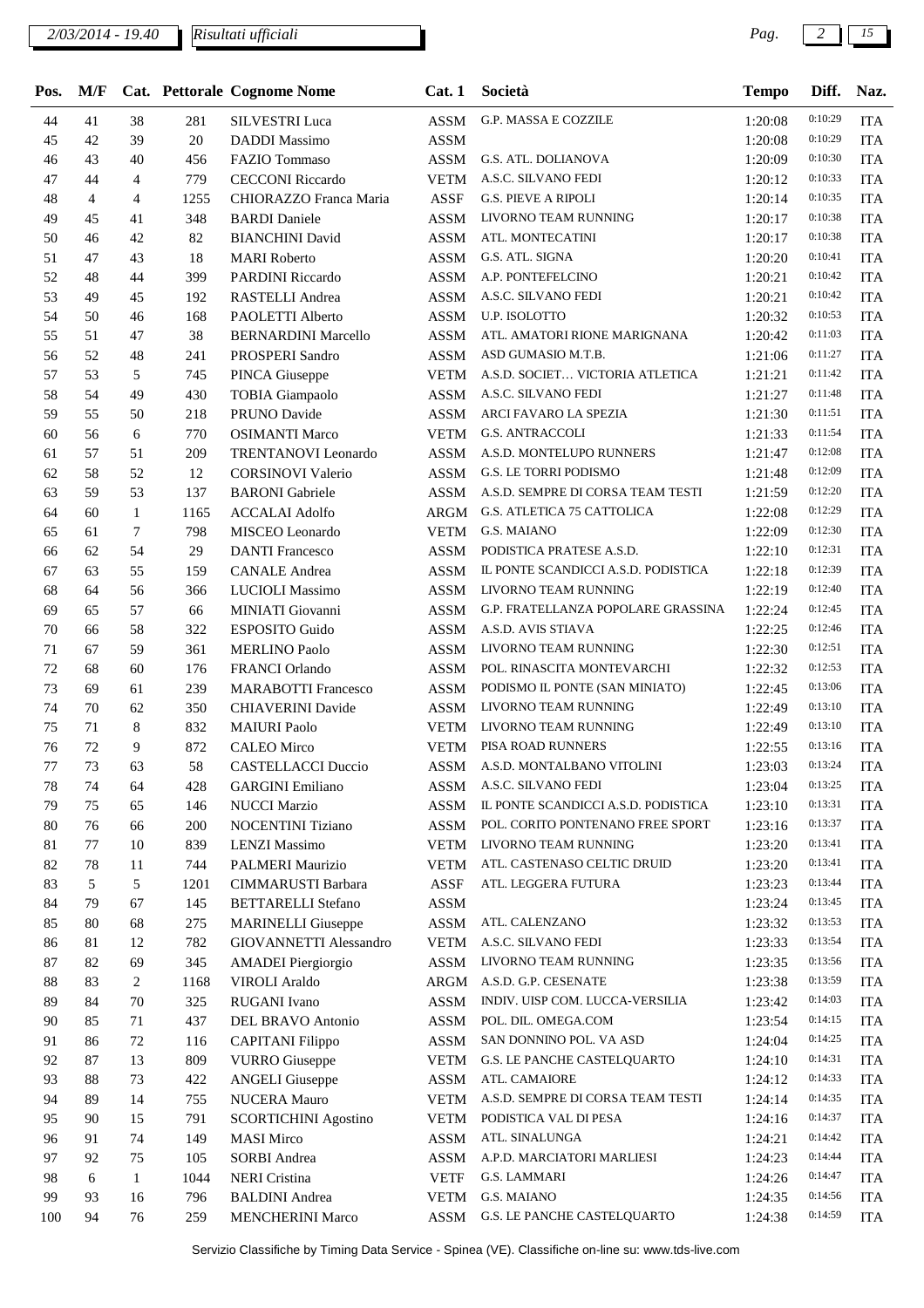| Pos. | M/F | Cat. | Pettorale | Cognome Nome | Cat. 1 | Società | Tempo | Diff. | Naz. |
|---|---|---|---|---|---|---|---|---|---|
| 44 | 41 | 38 | 281 | SILVESTRI Luca | ASSM | G.P. MASSA E COZZILE | 1:20:08 | 0:10:29 | ITA |
| 45 | 42 | 39 | 20 | DADDI Massimo | ASSM | | 1:20:08 | 0:10:29 | ITA |
| 46 | 43 | 40 | 456 | FAZIO Tommaso | ASSM | G.S. ATL. DOLIANOVA | 1:20:09 | 0:10:30 | ITA |
| 47 | 44 | 4 | 779 | CECCONI Riccardo | VETM | A.S.C. SILVANO FEDI | 1:20:12 | 0:10:33 | ITA |
| 48 | 4 | 4 | 1255 | CHIORAZZO Franca Maria | ASSF | G.S. PIEVE A RIPOLI | 1:20:14 | 0:10:35 | ITA |
| 49 | 45 | 41 | 348 | BARDI Daniele | ASSM | LIVORNO TEAM RUNNING | 1:20:17 | 0:10:38 | ITA |
| 50 | 46 | 42 | 82 | BIANCHINI David | ASSM | ATL. MONTECATINI | 1:20:17 | 0:10:38 | ITA |
| 51 | 47 | 43 | 18 | MARI Roberto | ASSM | G.S. ATL. SIGNA | 1:20:20 | 0:10:41 | ITA |
| 52 | 48 | 44 | 399 | PARDINI Riccardo | ASSM | A.P. PONTEFELCINO | 1:20:21 | 0:10:42 | ITA |
| 53 | 49 | 45 | 192 | RASTELLI Andrea | ASSM | A.S.C. SILVANO FEDI | 1:20:21 | 0:10:42 | ITA |
| 54 | 50 | 46 | 168 | PAOLETTI Alberto | ASSM | U.P. ISOLOTTO | 1:20:32 | 0:10:53 | ITA |
| 55 | 51 | 47 | 38 | BERNARDINI Marcello | ASSM | ATL. AMATORI RIONE MARIGNANA | 1:20:42 | 0:11:03 | ITA |
| 56 | 52 | 48 | 241 | PROSPERI Sandro | ASSM | ASD GUMASIO M.T.B. | 1:21:06 | 0:11:27 | ITA |
| 57 | 53 | 5 | 745 | PINCA Giuseppe | VETM | A.S.D. SOCIET… VICTORIA ATLETICA | 1:21:21 | 0:11:42 | ITA |
| 58 | 54 | 49 | 430 | TOBIA Giampaolo | ASSM | A.S.C. SILVANO FEDI | 1:21:27 | 0:11:48 | ITA |
| 59 | 55 | 50 | 218 | PRUNO Davide | ASSM | ARCI FAVARO LA SPEZIA | 1:21:30 | 0:11:51 | ITA |
| 60 | 56 | 6 | 770 | OSIMANTI Marco | VETM | G.S. ANTRACCOLI | 1:21:33 | 0:11:54 | ITA |
| 61 | 57 | 51 | 209 | TRENTANOVI Leonardo | ASSM | A.S.D. MONTELUPO RUNNERS | 1:21:47 | 0:12:08 | ITA |
| 62 | 58 | 52 | 12 | CORSINOVI Valerio | ASSM | G.S. LE TORRI PODISMO | 1:21:48 | 0:12:09 | ITA |
| 63 | 59 | 53 | 137 | BARONI Gabriele | ASSM | A.S.D. SEMPRE DI CORSA TEAM TESTI | 1:21:59 | 0:12:20 | ITA |
| 64 | 60 | 1 | 1165 | ACCALAI Adolfo | ARGM | G.S. ATLETICA 75 CATTOLICA | 1:22:08 | 0:12:29 | ITA |
| 65 | 61 | 7 | 798 | MISCEO Leonardo | VETM | G.S. MAIANO | 1:22:09 | 0:12:30 | ITA |
| 66 | 62 | 54 | 29 | DANTI Francesco | ASSM | PODISTICA PRATESE A.S.D. | 1:22:10 | 0:12:31 | ITA |
| 67 | 63 | 55 | 159 | CANALE Andrea | ASSM | IL PONTE SCANDICCI A.S.D. PODISTICA | 1:22:18 | 0:12:39 | ITA |
| 68 | 64 | 56 | 366 | LUCIOLI Massimo | ASSM | LIVORNO TEAM RUNNING | 1:22:19 | 0:12:40 | ITA |
| 69 | 65 | 57 | 66 | MINIATI Giovanni | ASSM | G.P. FRATELLANZA POPOLARE GRASSINA | 1:22:24 | 0:12:45 | ITA |
| 70 | 66 | 58 | 322 | ESPOSITO Guido | ASSM | A.S.D. AVIS STIAVA | 1:22:25 | 0:12:46 | ITA |
| 71 | 67 | 59 | 361 | MERLINO Paolo | ASSM | LIVORNO TEAM RUNNING | 1:22:30 | 0:12:51 | ITA |
| 72 | 68 | 60 | 176 | FRANCI Orlando | ASSM | POL. RINASCITA MONTEVARCHI | 1:22:32 | 0:12:53 | ITA |
| 73 | 69 | 61 | 239 | MARABOTTI Francesco | ASSM | PODISMO IL PONTE (SAN MINIATO) | 1:22:45 | 0:13:06 | ITA |
| 74 | 70 | 62 | 350 | CHIAVERINI Davide | ASSM | LIVORNO TEAM RUNNING | 1:22:49 | 0:13:10 | ITA |
| 75 | 71 | 8 | 832 | MAIURI Paolo | VETM | LIVORNO TEAM RUNNING | 1:22:49 | 0:13:10 | ITA |
| 76 | 72 | 9 | 872 | CALEO Mirco | VETM | PISA ROAD RUNNERS | 1:22:55 | 0:13:16 | ITA |
| 77 | 73 | 63 | 58 | CASTELLACCI Duccio | ASSM | A.S.D. MONTALBANO VITOLINI | 1:23:03 | 0:13:24 | ITA |
| 78 | 74 | 64 | 428 | GARGINI Emiliano | ASSM | A.S.C. SILVANO FEDI | 1:23:04 | 0:13:25 | ITA |
| 79 | 75 | 65 | 146 | NUCCI Marzio | ASSM | IL PONTE SCANDICCI A.S.D. PODISTICA | 1:23:10 | 0:13:31 | ITA |
| 80 | 76 | 66 | 200 | NOCENTINI Tiziano | ASSM | POL. CORITO PONTENANO FREE SPORT | 1:23:16 | 0:13:37 | ITA |
| 81 | 77 | 10 | 839 | LENZI Massimo | VETM | LIVORNO TEAM RUNNING | 1:23:20 | 0:13:41 | ITA |
| 82 | 78 | 11 | 744 | PALMERI Maurizio | VETM | ATL. CASTENASO CELTIC DRUID | 1:23:20 | 0:13:41 | ITA |
| 83 | 5 | 5 | 1201 | CIMMARUSTI Barbara | ASSF | ATL. LEGGERA FUTURA | 1:23:23 | 0:13:44 | ITA |
| 84 | 79 | 67 | 145 | BETTARELLI Stefano | ASSM | | 1:23:24 | 0:13:45 | ITA |
| 85 | 80 | 68 | 275 | MARINELLI Giuseppe | ASSM | ATL. CALENZANO | 1:23:32 | 0:13:53 | ITA |
| 86 | 81 | 12 | 782 | GIOVANNETTI Alessandro | VETM | A.S.C. SILVANO FEDI | 1:23:33 | 0:13:54 | ITA |
| 87 | 82 | 69 | 345 | AMADEI Piergiorgio | ASSM | LIVORNO TEAM RUNNING | 1:23:35 | 0:13:56 | ITA |
| 88 | 83 | 2 | 1168 | VIROLI Araldo | ARGM | A.S.D. G.P. CESENATE | 1:23:38 | 0:13:59 | ITA |
| 89 | 84 | 70 | 325 | RUGANI Ivano | ASSM | INDIV. UISP COM. LUCCA-VERSILIA | 1:23:42 | 0:14:03 | ITA |
| 90 | 85 | 71 | 437 | DEL BRAVO Antonio | ASSM | POL. DIL. OMEGA.COM | 1:23:54 | 0:14:15 | ITA |
| 91 | 86 | 72 | 116 | CAPITANI Filippo | ASSM | SAN DONNINO POL. VA ASD | 1:24:04 | 0:14:25 | ITA |
| 92 | 87 | 13 | 809 | VURRO Giuseppe | VETM | G.S. LE PANCHE CASTELQUARTO | 1:24:10 | 0:14:31 | ITA |
| 93 | 88 | 73 | 422 | ANGELI Giuseppe | ASSM | ATL. CAMAIORE | 1:24:12 | 0:14:33 | ITA |
| 94 | 89 | 14 | 755 | NUCERA Mauro | VETM | A.S.D. SEMPRE DI CORSA TEAM TESTI | 1:24:14 | 0:14:35 | ITA |
| 95 | 90 | 15 | 791 | SCORTICHINI Agostino | VETM | PODISTICA VAL DI PESA | 1:24:16 | 0:14:37 | ITA |
| 96 | 91 | 74 | 149 | MASI Mirco | ASSM | ATL. SINALUNGA | 1:24:21 | 0:14:42 | ITA |
| 97 | 92 | 75 | 105 | SORBI Andrea | ASSM | A.P.D. MARCIATORI MARLIESI | 1:24:23 | 0:14:44 | ITA |
| 98 | 6 | 1 | 1044 | NERI Cristina | VETF | G.S. LAMMARI | 1:24:26 | 0:14:47 | ITA |
| 99 | 93 | 16 | 796 | BALDINI Andrea | VETM | G.S. MAIANO | 1:24:35 | 0:14:56 | ITA |
| 100 | 94 | 76 | 259 | MENCHERINI Marco | ASSM | G.S. LE PANCHE CASTELQUARTO | 1:24:38 | 0:14:59 | ITA |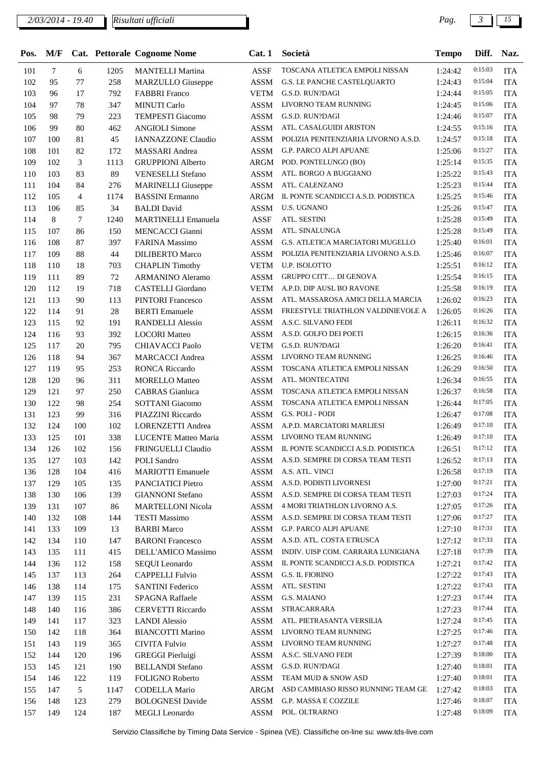| Pos. | M/F | Cat. | Pettorale | Cognome Nome | Cat. 1 | Società | Tempo | Diff. | Naz. |
|---|---|---|---|---|---|---|---|---|---|
| 101 | 7 | 6 | 1205 | MANTELLI Martina | ASSF | TOSCANA ATLETICA EMPOLI NISSAN | 1:24:42 | 0:15:03 | ITA |
| 102 | 95 | 77 | 258 | MARZULLO Giuseppe | ASSM | G.S. LE PANCHE CASTELQUARTO | 1:24:43 | 0:15:04 | ITA |
| 103 | 96 | 17 | 792 | FABBRI Franco | VETM | G.S.D. RUN?DAGI | 1:24:44 | 0:15:05 | ITA |
| 104 | 97 | 78 | 347 | MINUTI Carlo | ASSM | LIVORNO TEAM RUNNING | 1:24:45 | 0:15:06 | ITA |
| 105 | 98 | 79 | 223 | TEMPESTI Giacomo | ASSM | G.S.D. RUN?DAGI | 1:24:46 | 0:15:07 | ITA |
| 106 | 99 | 80 | 462 | ANGIOLI Simone | ASSM | ATL. CASALGUIDI ARISTON | 1:24:55 | 0:15:16 | ITA |
| 107 | 100 | 81 | 45 | IANNAZZONE Claudio | ASSM | POLIZIA PENITENZIARIA LIVORNO A.S.D. | 1:24:57 | 0:15:18 | ITA |
| 108 | 101 | 82 | 172 | MASSARI Andrea | ASSM | G.P. PARCO ALPI APUANE | 1:25:06 | 0:15:27 | ITA |
| 109 | 102 | 3 | 1113 | GRUPPIONI Alberto | ARGM | POD. PONTELUNGO (BO) | 1:25:14 | 0:15:35 | ITA |
| 110 | 103 | 83 | 89 | VENESELLI Stefano | ASSM | ATL. BORGO A BUGGIANO | 1:25:22 | 0:15:43 | ITA |
| 111 | 104 | 84 | 276 | MARINELLI Giuseppe | ASSM | ATL. CALENZANO | 1:25:23 | 0:15:44 | ITA |
| 112 | 105 | 4 | 1174 | BASSINI Ermanno | ARGM | IL PONTE SCANDICCI A.S.D. PODISTICA | 1:25:25 | 0:15:46 | ITA |
| 113 | 106 | 85 | 34 | BALDI David | ASSM | U.S. UGNANO | 1:25:26 | 0:15:47 | ITA |
| 114 | 8 | 7 | 1240 | MARTINELLI Emanuela | ASSF | ATL. SESTINI | 1:25:28 | 0:15:49 | ITA |
| 115 | 107 | 86 | 150 | MENCACCI Gianni | ASSM | ATL. SINALUNGA | 1:25:28 | 0:15:49 | ITA |
| 116 | 108 | 87 | 397 | FARINA Massimo | ASSM | G.S. ATLETICA MARCIATORI MUGELLO | 1:25:40 | 0:16:01 | ITA |
| 117 | 109 | 88 | 44 | DILIBERTO Marco | ASSM | POLIZIA PENITENZIARIA LIVORNO A.S.D. | 1:25:46 | 0:16:07 | ITA |
| 118 | 110 | 18 | 703 | CHAPLIN Timothy | VETM | U.P. ISOLOTTO | 1:25:51 | 0:16:12 | ITA |
| 119 | 111 | 89 | 72 | ARMANINO Aleramo | ASSM | GRUPPO CITT… DI GENOVA | 1:25:54 | 0:16:15 | ITA |
| 120 | 112 | 19 | 718 | CASTELLI Giordano | VETM | A.P.D. DIP AUSL BO RAVONE | 1:25:58 | 0:16:19 | ITA |
| 121 | 113 | 90 | 113 | PINTORI Francesco | ASSM | ATL. MASSAROSA AMICI DELLA MARCIA | 1:26:02 | 0:16:23 | ITA |
| 122 | 114 | 91 | 28 | BERTI Emanuele | ASSM | FREESTYLE TRIATHLON VALDINIEVOLE A | 1:26:05 | 0:16:26 | ITA |
| 123 | 115 | 92 | 191 | RANDELLI Alessio | ASSM | A.S.C. SILVANO FEDI | 1:26:11 | 0:16:32 | ITA |
| 124 | 116 | 93 | 392 | LOCORI Matteo | ASSM | A.S.D. GOLFO DEI POETI | 1:26:15 | 0:16:36 | ITA |
| 125 | 117 | 20 | 795 | CHIAVACCI Paolo | VETM | G.S.D. RUN?DAGI | 1:26:20 | 0:16:41 | ITA |
| 126 | 118 | 94 | 367 | MARCACCI Andrea | ASSM | LIVORNO TEAM RUNNING | 1:26:25 | 0:16:46 | ITA |
| 127 | 119 | 95 | 253 | RONCA Riccardo | ASSM | TOSCANA ATLETICA EMPOLI NISSAN | 1:26:29 | 0:16:50 | ITA |
| 128 | 120 | 96 | 311 | MORELLO Matteo | ASSM | ATL. MONTECATINI | 1:26:34 | 0:16:55 | ITA |
| 129 | 121 | 97 | 250 | CABRAS Gianluca | ASSM | TOSCANA ATLETICA EMPOLI NISSAN | 1:26:37 | 0:16:58 | ITA |
| 130 | 122 | 98 | 254 | SOTTANI Giacomo | ASSM | TOSCANA ATLETICA EMPOLI NISSAN | 1:26:44 | 0:17:05 | ITA |
| 131 | 123 | 99 | 316 | PIAZZINI Riccardo | ASSM | G.S. POLI - PODI | 1:26:47 | 0:17:08 | ITA |
| 132 | 124 | 100 | 102 | LORENZETTI Andrea | ASSM | A.P.D. MARCIATORI MARLIESI | 1:26:49 | 0:17:10 | ITA |
| 133 | 125 | 101 | 338 | LUCENTE Matteo Maria | ASSM | LIVORNO TEAM RUNNING | 1:26:49 | 0:17:10 | ITA |
| 134 | 126 | 102 | 156 | FRINGUELLI Claudio | ASSM | IL PONTE SCANDICCI A.S.D. PODISTICA | 1:26:51 | 0:17:12 | ITA |
| 135 | 127 | 103 | 142 | POLI Sandro | ASSM | A.S.D. SEMPRE DI CORSA TEAM TESTI | 1:26:52 | 0:17:13 | ITA |
| 136 | 128 | 104 | 416 | MARIOTTI Emanuele | ASSM | A.S. ATL. VINCI | 1:26:58 | 0:17:19 | ITA |
| 137 | 129 | 105 | 135 | PANCIATICI Pietro | ASSM | A.S.D. PODISTI LIVORNESI | 1:27:00 | 0:17:21 | ITA |
| 138 | 130 | 106 | 139 | GIANNONI Stefano | ASSM | A.S.D. SEMPRE DI CORSA TEAM TESTI | 1:27:03 | 0:17:24 | ITA |
| 139 | 131 | 107 | 86 | MARTELLONI Nicola | ASSM | 4 MORI TRIATHLON LIVORNO A.S. | 1:27:05 | 0:17:26 | ITA |
| 140 | 132 | 108 | 144 | TESTI Massimo | ASSM | A.S.D. SEMPRE DI CORSA TEAM TESTI | 1:27:06 | 0:17:27 | ITA |
| 141 | 133 | 109 | 13 | BARBI Marco | ASSM | G.P. PARCO ALPI APUANE | 1:27:10 | 0:17:31 | ITA |
| 142 | 134 | 110 | 147 | BARONI Francesco | ASSM | A.S.D. ATL. COSTA ETRUSCA | 1:27:12 | 0:17:33 | ITA |
| 143 | 135 | 111 | 415 | DELL'AMICO Massimo | ASSM | INDIV. UISP COM. CARRARA LUNIGIANA | 1:27:18 | 0:17:39 | ITA |
| 144 | 136 | 112 | 158 | SEQUI Leonardo | ASSM | IL PONTE SCANDICCI A.S.D. PODISTICA | 1:27:21 | 0:17:42 | ITA |
| 145 | 137 | 113 | 264 | CAPPELLI Fulvio | ASSM | G.S. IL FIORINO | 1:27:22 | 0:17:43 | ITA |
| 146 | 138 | 114 | 175 | SANTINI Federico | ASSM | ATL. SESTINI | 1:27:22 | 0:17:43 | ITA |
| 147 | 139 | 115 | 231 | SPAGNA Raffaele | ASSM | G.S. MAIANO | 1:27:23 | 0:17:44 | ITA |
| 148 | 140 | 116 | 386 | CERVETTI Riccardo | ASSM | STRACARRARA | 1:27:23 | 0:17:44 | ITA |
| 149 | 141 | 117 | 323 | LANDI Alessio | ASSM | ATL. PIETRASANTA VERSILIA | 1:27:24 | 0:17:45 | ITA |
| 150 | 142 | 118 | 364 | BIANCOTTI Marino | ASSM | LIVORNO TEAM RUNNING | 1:27:25 | 0:17:46 | ITA |
| 151 | 143 | 119 | 365 | CIVITA Fulvio | ASSM | LIVORNO TEAM RUNNING | 1:27:27 | 0:17:48 | ITA |
| 152 | 144 | 120 | 196 | GREGGI Pierluigi | ASSM | A.S.C. SILVANO FEDI | 1:27:39 | 0:18:00 | ITA |
| 153 | 145 | 121 | 190 | BELLANDI Stefano | ASSM | G.S.D. RUN?DAGI | 1:27:40 | 0:18:01 | ITA |
| 154 | 146 | 122 | 119 | FOLIGNO Roberto | ASSM | TEAM MUD & SNOW ASD | 1:27:40 | 0:18:01 | ITA |
| 155 | 147 | 5 | 1147 | CODELLA Mario | ARGM | ASD CAMBIASO RISSO RUNNING TEAM GE | 1:27:42 | 0:18:03 | ITA |
| 156 | 148 | 123 | 279 | BOLOGNESI Davide | ASSM | G.P. MASSA E COZZILE | 1:27:46 | 0:18:07 | ITA |
| 157 | 149 | 124 | 187 | MEGLI Leonardo | ASSM | POL. OLTRARNO | 1:27:48 | 0:18:09 | ITA |

Servizio Classifiche by Timing Data Service - Spinea (VE). Classifiche on-line su: www.tds-live.com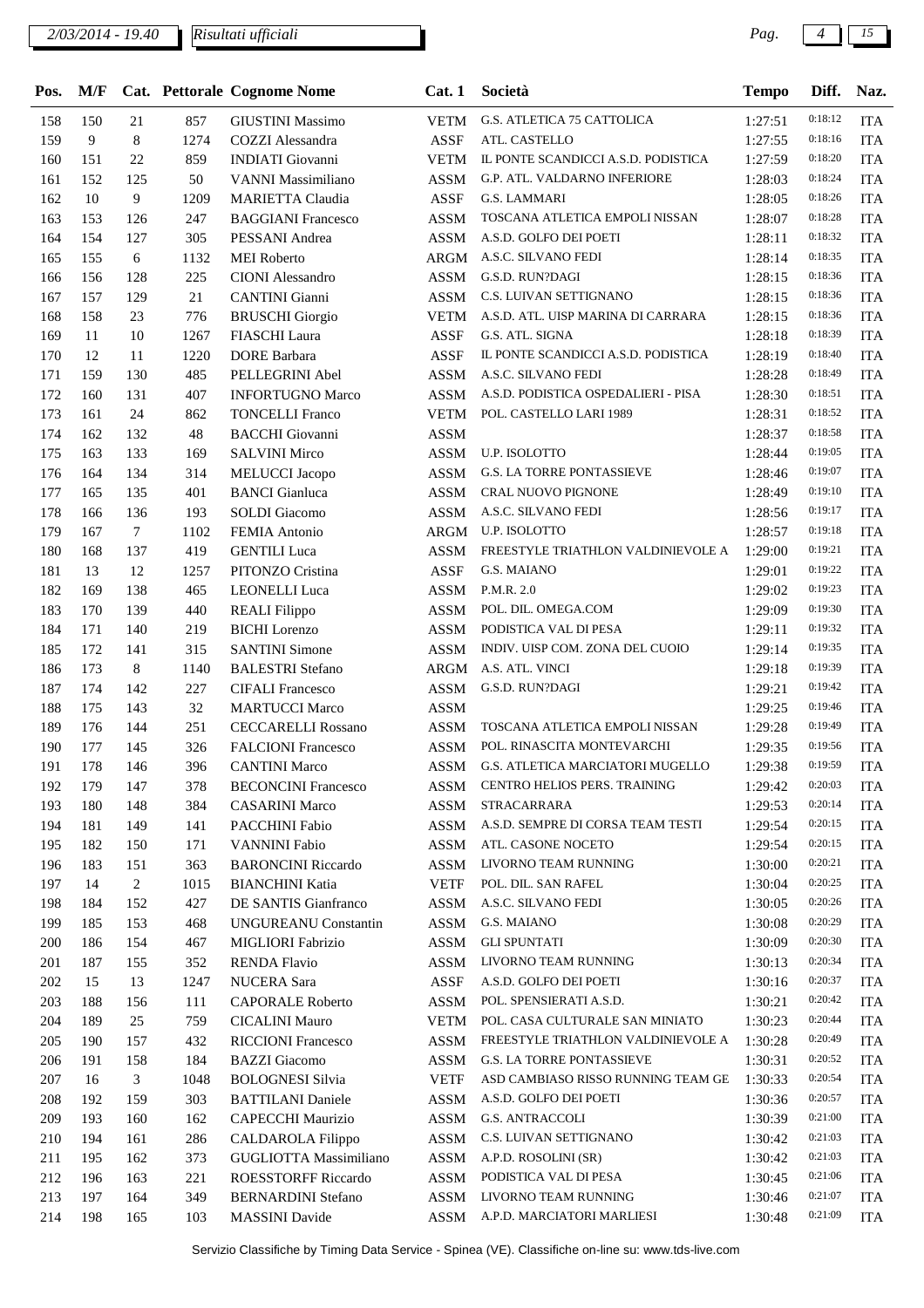| Pos. | M/F | Cat. | Pettorale | Cognome Nome | Cat. 1 | Società | Tempo | Diff. | Naz. |
|---|---|---|---|---|---|---|---|---|---|
| 158 | 150 | 21 | 857 | GIUSTINI Massimo | VETM | G.S. ATLETICA 75 CATTOLICA | 1:27:51 | 0:18:12 | ITA |
| 159 | 9 | 8 | 1274 | COZZI Alessandra | ASSF | ATL. CASTELLO | 1:27:55 | 0:18:16 | ITA |
| 160 | 151 | 22 | 859 | INDIATI Giovanni | VETM | IL PONTE SCANDICCI A.S.D. PODISTICA | 1:27:59 | 0:18:20 | ITA |
| 161 | 152 | 125 | 50 | VANNI Massimiliano | ASSM | G.P. ATL. VALDARNO INFERIORE | 1:28:03 | 0:18:24 | ITA |
| 162 | 10 | 9 | 1209 | MARIETTA Claudia | ASSF | G.S. LAMMARI | 1:28:05 | 0:18:26 | ITA |
| 163 | 153 | 126 | 247 | BAGGIANI Francesco | ASSM | TOSCANA ATLETICA EMPOLI NISSAN | 1:28:07 | 0:18:28 | ITA |
| 164 | 154 | 127 | 305 | PESSANI Andrea | ASSM | A.S.D. GOLFO DEI POETI | 1:28:11 | 0:18:32 | ITA |
| 165 | 155 | 6 | 1132 | MEI Roberto | ARGM | A.S.C. SILVANO FEDI | 1:28:14 | 0:18:35 | ITA |
| 166 | 156 | 128 | 225 | CIONI Alessandro | ASSM | G.S.D. RUN?DAGI | 1:28:15 | 0:18:36 | ITA |
| 167 | 157 | 129 | 21 | CANTINI Gianni | ASSM | C.S. LUIVAN SETTIGNANO | 1:28:15 | 0:18:36 | ITA |
| 168 | 158 | 23 | 776 | BRUSCHI Giorgio | VETM | A.S.D. ATL. UISP MARINA DI CARRARA | 1:28:15 | 0:18:36 | ITA |
| 169 | 11 | 10 | 1267 | FIASCHI Laura | ASSF | G.S. ATL. SIGNA | 1:28:18 | 0:18:39 | ITA |
| 170 | 12 | 11 | 1220 | DORE Barbara | ASSF | IL PONTE SCANDICCI A.S.D. PODISTICA | 1:28:19 | 0:18:40 | ITA |
| 171 | 159 | 130 | 485 | PELLEGRINI Abel | ASSM | A.S.C. SILVANO FEDI | 1:28:28 | 0:18:49 | ITA |
| 172 | 160 | 131 | 407 | INFORTUGNO Marco | ASSM | A.S.D. PODISTICA OSPEDALIERI - PISA | 1:28:30 | 0:18:51 | ITA |
| 173 | 161 | 24 | 862 | TONCELLI Franco | VETM | POL. CASTELLO LARI 1989 | 1:28:31 | 0:18:52 | ITA |
| 174 | 162 | 132 | 48 | BACCHI Giovanni | ASSM | | 1:28:37 | 0:18:58 | ITA |
| 175 | 163 | 133 | 169 | SALVINI Mirco | ASSM | U.P. ISOLOTTO | 1:28:44 | 0:19:05 | ITA |
| 176 | 164 | 134 | 314 | MELUCCI Jacopo | ASSM | G.S. LA TORRE PONTASSIEVE | 1:28:46 | 0:19:07 | ITA |
| 177 | 165 | 135 | 401 | BANCI Gianluca | ASSM | CRAL NUOVO PIGNONE | 1:28:49 | 0:19:10 | ITA |
| 178 | 166 | 136 | 193 | SOLDI Giacomo | ASSM | A.S.C. SILVANO FEDI | 1:28:56 | 0:19:17 | ITA |
| 179 | 167 | 7 | 1102 | FEMIA Antonio | ARGM | U.P. ISOLOTTO | 1:28:57 | 0:19:18 | ITA |
| 180 | 168 | 137 | 419 | GENTILI Luca | ASSM | FREESTYLE TRIATHLON VALDINIEVOLE A | 1:29:00 | 0:19:21 | ITA |
| 181 | 13 | 12 | 1257 | PITONZO Cristina | ASSF | G.S. MAIANO | 1:29:01 | 0:19:22 | ITA |
| 182 | 169 | 138 | 465 | LEONELLI Luca | ASSM | P.M.R. 2.0 | 1:29:02 | 0:19:23 | ITA |
| 183 | 170 | 139 | 440 | REALI Filippo | ASSM | POL. DIL. OMEGA.COM | 1:29:09 | 0:19:30 | ITA |
| 184 | 171 | 140 | 219 | BICHI Lorenzo | ASSM | PODISTICA VAL DI PESA | 1:29:11 | 0:19:32 | ITA |
| 185 | 172 | 141 | 315 | SANTINI Simone | ASSM | INDIV. UISP COM. ZONA DEL CUOIO | 1:29:14 | 0:19:35 | ITA |
| 186 | 173 | 8 | 1140 | BALESTRI Stefano | ARGM | A.S. ATL. VINCI | 1:29:18 | 0:19:39 | ITA |
| 187 | 174 | 142 | 227 | CIFALI Francesco | ASSM | G.S.D. RUN?DAGI | 1:29:21 | 0:19:42 | ITA |
| 188 | 175 | 143 | 32 | MARTUCCI Marco | ASSM | | 1:29:25 | 0:19:46 | ITA |
| 189 | 176 | 144 | 251 | CECCARELLI Rossano | ASSM | TOSCANA ATLETICA EMPOLI NISSAN | 1:29:28 | 0:19:49 | ITA |
| 190 | 177 | 145 | 326 | FALCIONI Francesco | ASSM | POL. RINASCITA MONTEVARCHI | 1:29:35 | 0:19:56 | ITA |
| 191 | 178 | 146 | 396 | CANTINI Marco | ASSM | G.S. ATLETICA MARCIATORI MUGELLO | 1:29:38 | 0:19:59 | ITA |
| 192 | 179 | 147 | 378 | BECONCINI Francesco | ASSM | CENTRO HELIOS PERS. TRAINING | 1:29:42 | 0:20:03 | ITA |
| 193 | 180 | 148 | 384 | CASARINI Marco | ASSM | STRACARRARA | 1:29:53 | 0:20:14 | ITA |
| 194 | 181 | 149 | 141 | PACCHINI Fabio | ASSM | A.S.D. SEMPRE DI CORSA TEAM TESTI | 1:29:54 | 0:20:15 | ITA |
| 195 | 182 | 150 | 171 | VANNINI Fabio | ASSM | ATL. CASONE NOCETO | 1:29:54 | 0:20:15 | ITA |
| 196 | 183 | 151 | 363 | BARONCINI Riccardo | ASSM | LIVORNO TEAM RUNNING | 1:30:00 | 0:20:21 | ITA |
| 197 | 14 | 2 | 1015 | BIANCHINI Katia | VETF | POL. DIL. SAN RAFEL | 1:30:04 | 0:20:25 | ITA |
| 198 | 184 | 152 | 427 | DE SANTIS Gianfranco | ASSM | A.S.C. SILVANO FEDI | 1:30:05 | 0:20:26 | ITA |
| 199 | 185 | 153 | 468 | UNGUREANU Constantin | ASSM | G.S. MAIANO | 1:30:08 | 0:20:29 | ITA |
| 200 | 186 | 154 | 467 | MIGLIORI Fabrizio | ASSM | GLI SPUNTATI | 1:30:09 | 0:20:30 | ITA |
| 201 | 187 | 155 | 352 | RENDA Flavio | ASSM | LIVORNO TEAM RUNNING | 1:30:13 | 0:20:34 | ITA |
| 202 | 15 | 13 | 1247 | NUCERA Sara | ASSF | A.S.D. GOLFO DEI POETI | 1:30:16 | 0:20:37 | ITA |
| 203 | 188 | 156 | 111 | CAPORALE Roberto | ASSM | POL. SPENSIERATI A.S.D. | 1:30:21 | 0:20:42 | ITA |
| 204 | 189 | 25 | 759 | CICALINI Mauro | VETM | POL. CASA CULTURALE SAN MINIATO | 1:30:23 | 0:20:44 | ITA |
| 205 | 190 | 157 | 432 | RICCIONI Francesco | ASSM | FREESTYLE TRIATHLON VALDINIEVOLE A | 1:30:28 | 0:20:49 | ITA |
| 206 | 191 | 158 | 184 | BAZZI Giacomo | ASSM | G.S. LA TORRE PONTASSIEVE | 1:30:31 | 0:20:52 | ITA |
| 207 | 16 | 3 | 1048 | BOLOGNESI Silvia | VETF | ASD CAMBIASO RISSO RUNNING TEAM GE | 1:30:33 | 0:20:54 | ITA |
| 208 | 192 | 159 | 303 | BATTILANI Daniele | ASSM | A.S.D. GOLFO DEI POETI | 1:30:36 | 0:20:57 | ITA |
| 209 | 193 | 160 | 162 | CAPECCHI Maurizio | ASSM | G.S. ANTRACCOLI | 1:30:39 | 0:21:00 | ITA |
| 210 | 194 | 161 | 286 | CALDAROLA Filippo | ASSM | C.S. LUIVAN SETTIGNANO | 1:30:42 | 0:21:03 | ITA |
| 211 | 195 | 162 | 373 | GUGLIOTTA Massimiliano | ASSM | A.P.D. ROSOLINI (SR) | 1:30:42 | 0:21:03 | ITA |
| 212 | 196 | 163 | 221 | ROESSTORFF Riccardo | ASSM | PODISTICA VAL DI PESA | 1:30:45 | 0:21:06 | ITA |
| 213 | 197 | 164 | 349 | BERNARDINI Stefano | ASSM | LIVORNO TEAM RUNNING | 1:30:46 | 0:21:07 | ITA |
| 214 | 198 | 165 | 103 | MASSINI Davide | ASSM | A.P.D. MARCIATORI MARLIESI | 1:30:48 | 0:21:09 | ITA |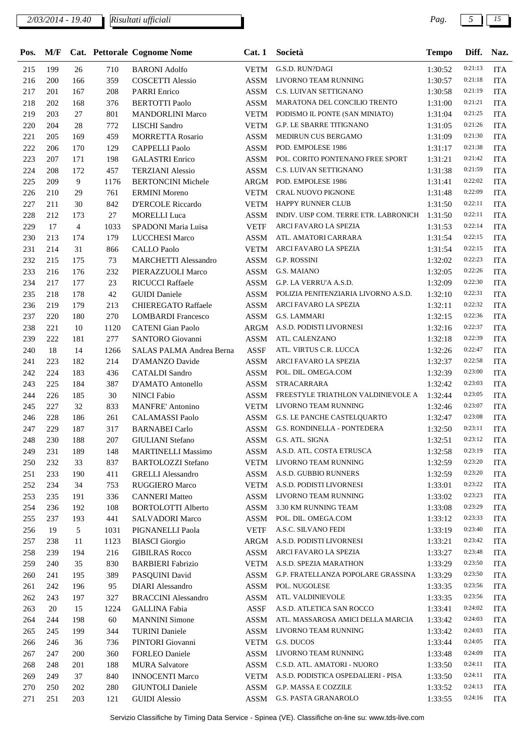| Pos. | M/F | Cat. | Pettorale | Cognome Nome | Cat. 1 | Società | Tempo | Diff. | Naz. |
|---|---|---|---|---|---|---|---|---|---|
| 215 | 199 | 26 | 710 | BARONI Adolfo | VETM | G.S.D. RUN?DAGI | 1:30:52 | 0:21:13 | ITA |
| 216 | 200 | 166 | 359 | COSCETTI Alessio | ASSM | LIVORNO TEAM RUNNING | 1:30:57 | 0:21:18 | ITA |
| 217 | 201 | 167 | 208 | PARRI Enrico | ASSM | C.S. LUIVAN SETTIGNANO | 1:30:58 | 0:21:19 | ITA |
| 218 | 202 | 168 | 376 | BERTOTTI Paolo | ASSM | MARATONA DEL CONCILIO TRENTO | 1:31:00 | 0:21:21 | ITA |
| 219 | 203 | 27 | 801 | MANDORLINI Marco | VETM | PODISMO IL PONTE (SAN MINIATO) | 1:31:04 | 0:21:25 | ITA |
| 220 | 204 | 28 | 772 | LISCHI Sandro | VETM | G.P. LE SBARRE TITIGNANO | 1:31:05 | 0:21:26 | ITA |
| 221 | 205 | 169 | 459 | MORRETTA Rosario | ASSM | MEDIRUN CUS BERGAMO | 1:31:09 | 0:21:30 | ITA |
| 222 | 206 | 170 | 129 | CAPPELLI Paolo | ASSM | POD. EMPOLESE 1986 | 1:31:17 | 0:21:38 | ITA |
| 223 | 207 | 171 | 198 | GALASTRI Enrico | ASSM | POL. CORITO PONTENANO FREE SPORT | 1:31:21 | 0:21:42 | ITA |
| 224 | 208 | 172 | 457 | TERZIANI Alessio | ASSM | C.S. LUIVAN SETTIGNANO | 1:31:38 | 0:21:59 | ITA |
| 225 | 209 | 9 | 1176 | BERTONCINI Michele | ARGM | POD. EMPOLESE 1986 | 1:31:41 | 0:22:02 | ITA |
| 226 | 210 | 29 | 761 | ERMINI Moreno | VETM | CRAL NUOVO PIGNONE | 1:31:48 | 0:22:09 | ITA |
| 227 | 211 | 30 | 842 | D'ERCOLE Riccardo | VETM | HAPPY RUNNER CLUB | 1:31:50 | 0:22:11 | ITA |
| 228 | 212 | 173 | 27 | MORELLI Luca | ASSM | INDIV. UISP COM. TERRE ETR. LABRONICH | 1:31:50 | 0:22:11 | ITA |
| 229 | 17 | 4 | 1033 | SPADONI Maria Luisa | VETF | ARCI FAVARO LA SPEZIA | 1:31:53 | 0:22:14 | ITA |
| 230 | 213 | 174 | 179 | LUCCHESI Marco | ASSM | ATL. AMATORI CARRARA | 1:31:54 | 0:22:15 | ITA |
| 231 | 214 | 31 | 866 | CALLO Paolo | VETM | ARCI FAVARO LA SPEZIA | 1:31:54 | 0:22:15 | ITA |
| 232 | 215 | 175 | 73 | MARCHETTI Alessandro | ASSM | G.P. ROSSINI | 1:32:02 | 0:22:23 | ITA |
| 233 | 216 | 176 | 232 | PIERAZZUOLI Marco | ASSM | G.S. MAIANO | 1:32:05 | 0:22:26 | ITA |
| 234 | 217 | 177 | 23 | RICUCCI Raffaele | ASSM | G.P. LA VERRU'A A.S.D. | 1:32:09 | 0:22:30 | ITA |
| 235 | 218 | 178 | 42 | GUIDI Daniele | ASSM | POLIZIA PENITENZIARIA LIVORNO A.S.D. | 1:32:10 | 0:22:31 | ITA |
| 236 | 219 | 179 | 213 | CHIEREGATO Raffaele | ASSM | ARCI FAVARO LA SPEZIA | 1:32:11 | 0:22:32 | ITA |
| 237 | 220 | 180 | 270 | LOMBARDI Francesco | ASSM | G.S. LAMMARI | 1:32:15 | 0:22:36 | ITA |
| 238 | 221 | 10 | 1120 | CATENI Gian Paolo | ARGM | A.S.D. PODISTI LIVORNESI | 1:32:16 | 0:22:37 | ITA |
| 239 | 222 | 181 | 277 | SANTORO Giovanni | ASSM | ATL. CALENZANO | 1:32:18 | 0:22:39 | ITA |
| 240 | 18 | 14 | 1266 | SALAS PALMA Andrea Berna | ASSF | ATL. VIRTUS C.R. LUCCA | 1:32:26 | 0:22:47 | ITA |
| 241 | 223 | 182 | 214 | D'AMANZO Davide | ASSM | ARCI FAVARO LA SPEZIA | 1:32:37 | 0:22:58 | ITA |
| 242 | 224 | 183 | 436 | CATALDI Sandro | ASSM | POL. DIL. OMEGA.COM | 1:32:39 | 0:23:00 | ITA |
| 243 | 225 | 184 | 387 | D'AMATO Antonello | ASSM | STRACARRARA | 1:32:42 | 0:23:03 | ITA |
| 244 | 226 | 185 | 30 | NINCI Fabio | ASSM | FREESTYLE TRIATHLON VALDINIEVOLE A | 1:32:44 | 0:23:05 | ITA |
| 245 | 227 | 32 | 833 | MANFRE' Antonino | VETM | LIVORNO TEAM RUNNING | 1:32:46 | 0:23:07 | ITA |
| 246 | 228 | 186 | 261 | CALAMASSI Paolo | ASSM | G.S. LE PANCHE CASTELQUARTO | 1:32:47 | 0:23:08 | ITA |
| 247 | 229 | 187 | 317 | BARNABEI Carlo | ASSM | G.S. RONDINELLA - PONTEDERA | 1:32:50 | 0:23:11 | ITA |
| 248 | 230 | 188 | 207 | GIULIANI Stefano | ASSM | G.S. ATL. SIGNA | 1:32:51 | 0:23:12 | ITA |
| 249 | 231 | 189 | 148 | MARTINELLI Massimo | ASSM | A.S.D. ATL. COSTA ETRUSCA | 1:32:58 | 0:23:19 | ITA |
| 250 | 232 | 33 | 837 | BARTOLOZZI Stefano | VETM | LIVORNO TEAM RUNNING | 1:32:59 | 0:23:20 | ITA |
| 251 | 233 | 190 | 411 | GRELLI Alessandro | ASSM | A.S.D. GUBBIO RUNNERS | 1:32:59 | 0:23:20 | ITA |
| 252 | 234 | 34 | 753 | RUGGIERO Marco | VETM | A.S.D. PODISTI LIVORNESI | 1:33:01 | 0:23:22 | ITA |
| 253 | 235 | 191 | 336 | CANNERI Matteo | ASSM | LIVORNO TEAM RUNNING | 1:33:02 | 0:23:23 | ITA |
| 254 | 236 | 192 | 108 | BORTOLOTTI Alberto | ASSM | 3.30 KM RUNNING TEAM | 1:33:08 | 0:23:29 | ITA |
| 255 | 237 | 193 | 441 | SALVADORI Marco | ASSM | POL. DIL. OMEGA.COM | 1:33:12 | 0:23:33 | ITA |
| 256 | 19 | 5 | 1031 | PIGNANELLI Paola | VETF | A.S.C. SILVANO FEDI | 1:33:19 | 0:23:40 | ITA |
| 257 | 238 | 11 | 1123 | BIASCI Giorgio | ARGM | A.S.D. PODISTI LIVORNESI | 1:33:21 | 0:23:42 | ITA |
| 258 | 239 | 194 | 216 | GIBILRAS Rocco | ASSM | ARCI FAVARO LA SPEZIA | 1:33:27 | 0:23:48 | ITA |
| 259 | 240 | 35 | 830 | BARBIERI Fabrizio | VETM | A.S.D. SPEZIA MARATHON | 1:33:29 | 0:23:50 | ITA |
| 260 | 241 | 195 | 389 | PASQUINI David | ASSM | G.P. FRATELLANZA POPOLARE GRASSINA | 1:33:29 | 0:23:50 | ITA |
| 261 | 242 | 196 | 95 | DIARI Alessandro | ASSM | POL. NUGOLESE | 1:33:35 | 0:23:56 | ITA |
| 262 | 243 | 197 | 327 | BRACCINI Alessandro | ASSM | ATL. VALDINIEVOLE | 1:33:35 | 0:23:56 | ITA |
| 263 | 20 | 15 | 1224 | GALLINA Fabia | ASSF | A.S.D. ATLETICA SAN ROCCO | 1:33:41 | 0:24:02 | ITA |
| 264 | 244 | 198 | 60 | MANNINI Simone | ASSM | ATL. MASSAROSA AMICI DELLA MARCIA | 1:33:42 | 0:24:03 | ITA |
| 265 | 245 | 199 | 344 | TURINI Daniele | ASSM | LIVORNO TEAM RUNNING | 1:33:42 | 0:24:03 | ITA |
| 266 | 246 | 36 | 736 | PINTORI Giovanni | VETM | G.S. DUCOS | 1:33:44 | 0:24:05 | ITA |
| 267 | 247 | 200 | 360 | FORLEO Daniele | ASSM | LIVORNO TEAM RUNNING | 1:33:48 | 0:24:09 | ITA |
| 268 | 248 | 201 | 188 | MURA Salvatore | ASSM | C.S.D. ATL. AMATORI - NUORO | 1:33:50 | 0:24:11 | ITA |
| 269 | 249 | 37 | 840 | INNOCENTI Marco | VETM | A.S.D. PODISTICA OSPEDALIERI - PISA | 1:33:50 | 0:24:11 | ITA |
| 270 | 250 | 202 | 280 | GIUNTOLI Daniele | ASSM | G.P. MASSA E COZZILE | 1:33:52 | 0:24:13 | ITA |
| 271 | 251 | 203 | 121 | GUIDI Alessio | ASSM | G.S. PASTA GRANAROLO | 1:33:55 | 0:24:16 | ITA |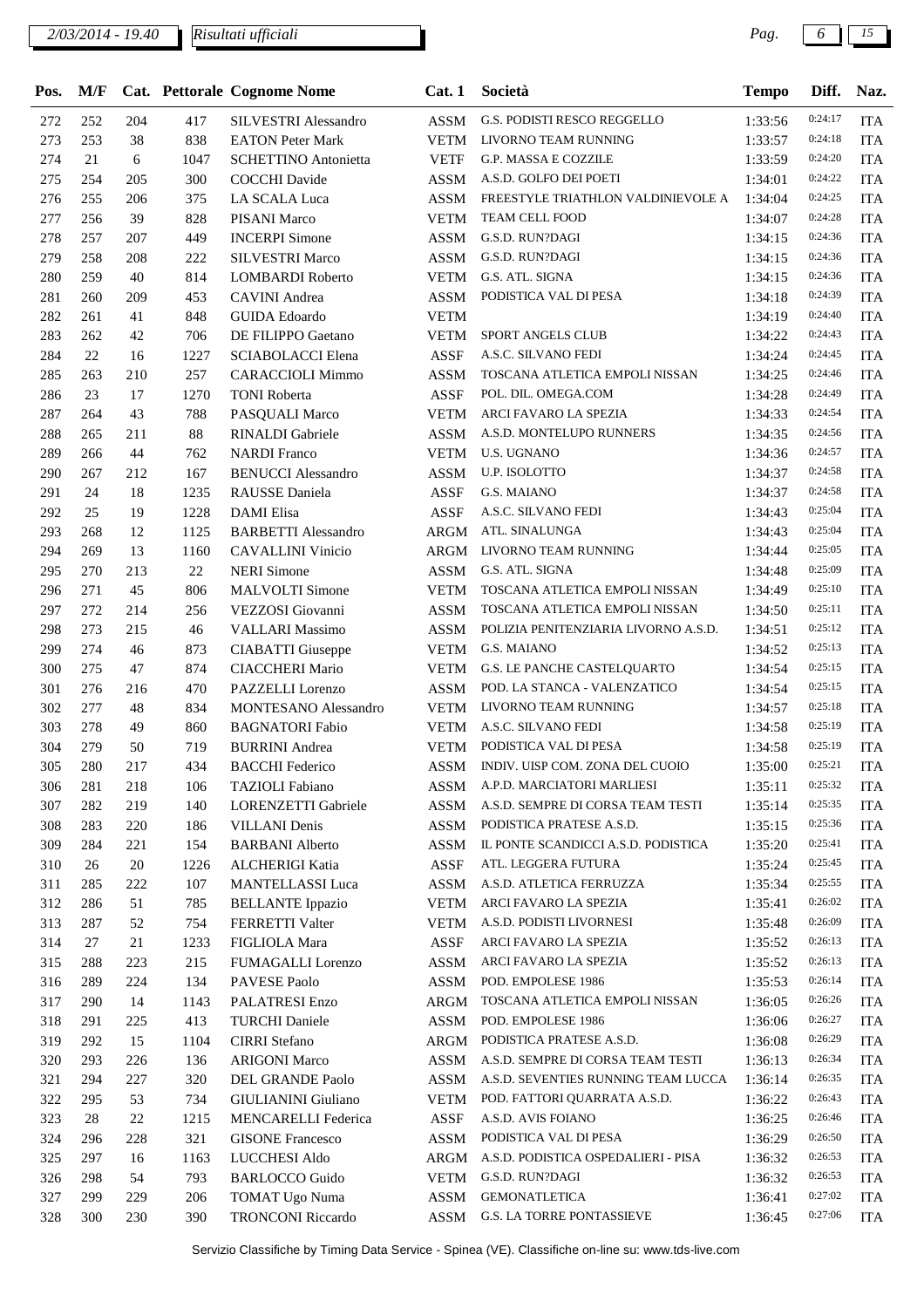| Pos. | M/F | Cat. | Pettorale | Cognome Nome | Cat. 1 | Società | Tempo | Diff. | Naz. |
|---|---|---|---|---|---|---|---|---|---|
| 272 | 252 | 204 | 417 | SILVESTRI Alessandro | ASSM | G.S. PODISTI RESCO REGGELLO | 1:33:56 | 0:24:17 | ITA |
| 273 | 253 | 38 | 838 | EATON Peter Mark | VETM | LIVORNO TEAM RUNNING | 1:33:57 | 0:24:18 | ITA |
| 274 | 21 | 6 | 1047 | SCHETTINO Antonietta | VETF | G.P. MASSA E COZZILE | 1:33:59 | 0:24:20 | ITA |
| 275 | 254 | 205 | 300 | COCCHI Davide | ASSM | A.S.D. GOLFO DEI POETI | 1:34:01 | 0:24:22 | ITA |
| 276 | 255 | 206 | 375 | LA SCALA Luca | ASSM | FREESTYLE TRIATHLON VALDINIEVOLE A | 1:34:04 | 0:24:25 | ITA |
| 277 | 256 | 39 | 828 | PISANI Marco | VETM | TEAM CELL FOOD | 1:34:07 | 0:24:28 | ITA |
| 278 | 257 | 207 | 449 | INCERPI Simone | ASSM | G.S.D. RUN?DAGI | 1:34:15 | 0:24:36 | ITA |
| 279 | 258 | 208 | 222 | SILVESTRI Marco | ASSM | G.S.D. RUN?DAGI | 1:34:15 | 0:24:36 | ITA |
| 280 | 259 | 40 | 814 | LOMBARDI Roberto | VETM | G.S. ATL. SIGNA | 1:34:15 | 0:24:36 | ITA |
| 281 | 260 | 209 | 453 | CAVINI Andrea | ASSM | PODISTICA VAL DI PESA | 1:34:18 | 0:24:39 | ITA |
| 282 | 261 | 41 | 848 | GUIDA Edoardo | VETM | | 1:34:19 | 0:24:40 | ITA |
| 283 | 262 | 42 | 706 | DE FILIPPO Gaetano | VETM | SPORT ANGELS CLUB | 1:34:22 | 0:24:43 | ITA |
| 284 | 22 | 16 | 1227 | SCIABOLACCI Elena | ASSF | A.S.C. SILVANO FEDI | 1:34:24 | 0:24:45 | ITA |
| 285 | 263 | 210 | 257 | CARACCIOLI Mimmo | ASSM | TOSCANA ATLETICA EMPOLI NISSAN | 1:34:25 | 0:24:46 | ITA |
| 286 | 23 | 17 | 1270 | TONI Roberta | ASSF | POL. DIL. OMEGA.COM | 1:34:28 | 0:24:49 | ITA |
| 287 | 264 | 43 | 788 | PASQUALI Marco | VETM | ARCI FAVARO LA SPEZIA | 1:34:33 | 0:24:54 | ITA |
| 288 | 265 | 211 | 88 | RINALDI Gabriele | ASSM | A.S.D. MONTELUPO RUNNERS | 1:34:35 | 0:24:56 | ITA |
| 289 | 266 | 44 | 762 | NARDI Franco | VETM | U.S. UGNANO | 1:34:36 | 0:24:57 | ITA |
| 290 | 267 | 212 | 167 | BENUCCI Alessandro | ASSM | U.P. ISOLOTTO | 1:34:37 | 0:24:58 | ITA |
| 291 | 24 | 18 | 1235 | RAUSSE Daniela | ASSF | G.S. MAIANO | 1:34:37 | 0:24:58 | ITA |
| 292 | 25 | 19 | 1228 | DAMI Elisa | ASSF | A.S.C. SILVANO FEDI | 1:34:43 | 0:25:04 | ITA |
| 293 | 268 | 12 | 1125 | BARBETTI Alessandro | ARGM | ATL. SINALUNGA | 1:34:43 | 0:25:04 | ITA |
| 294 | 269 | 13 | 1160 | CAVALLINI Vinicio | ARGM | LIVORNO TEAM RUNNING | 1:34:44 | 0:25:05 | ITA |
| 295 | 270 | 213 | 22 | NERI Simone | ASSM | G.S. ATL. SIGNA | 1:34:48 | 0:25:09 | ITA |
| 296 | 271 | 45 | 806 | MALVOLTI Simone | VETM | TOSCANA ATLETICA EMPOLI NISSAN | 1:34:49 | 0:25:10 | ITA |
| 297 | 272 | 214 | 256 | VEZZOSI Giovanni | ASSM | TOSCANA ATLETICA EMPOLI NISSAN | 1:34:50 | 0:25:11 | ITA |
| 298 | 273 | 215 | 46 | VALLARI Massimo | ASSM | POLIZIA PENITENZIARIA LIVORNO A.S.D. | 1:34:51 | 0:25:12 | ITA |
| 299 | 274 | 46 | 873 | CIABATTI Giuseppe | VETM | G.S. MAIANO | 1:34:52 | 0:25:13 | ITA |
| 300 | 275 | 47 | 874 | CIACCHERI Mario | VETM | G.S. LE PANCHE CASTELQUARTO | 1:34:54 | 0:25:15 | ITA |
| 301 | 276 | 216 | 470 | PAZZELLI Lorenzo | ASSM | POD. LA STANCA - VALENZATICO | 1:34:54 | 0:25:15 | ITA |
| 302 | 277 | 48 | 834 | MONTESANO Alessandro | VETM | LIVORNO TEAM RUNNING | 1:34:57 | 0:25:18 | ITA |
| 303 | 278 | 49 | 860 | BAGNATORI Fabio | VETM | A.S.C. SILVANO FEDI | 1:34:58 | 0:25:19 | ITA |
| 304 | 279 | 50 | 719 | BURRINI Andrea | VETM | PODISTICA VAL DI PESA | 1:34:58 | 0:25:19 | ITA |
| 305 | 280 | 217 | 434 | BACCHI Federico | ASSM | INDIV. UISP COM. ZONA DEL CUOIO | 1:35:00 | 0:25:21 | ITA |
| 306 | 281 | 218 | 106 | TAZIOLI Fabiano | ASSM | A.P.D. MARCIATORI MARLIESI | 1:35:11 | 0:25:32 | ITA |
| 307 | 282 | 219 | 140 | LORENZETTI Gabriele | ASSM | A.S.D. SEMPRE DI CORSA TEAM TESTI | 1:35:14 | 0:25:35 | ITA |
| 308 | 283 | 220 | 186 | VILLANI Denis | ASSM | PODISTICA PRATESE A.S.D. | 1:35:15 | 0:25:36 | ITA |
| 309 | 284 | 221 | 154 | BARBANI Alberto | ASSM | IL PONTE SCANDICCI A.S.D. PODISTICA | 1:35:20 | 0:25:41 | ITA |
| 310 | 26 | 20 | 1226 | ALCHERIGI Katia | ASSF | ATL. LEGGERA FUTURA | 1:35:24 | 0:25:45 | ITA |
| 311 | 285 | 222 | 107 | MANTELLASSI Luca | ASSM | A.S.D. ATLETICA FERRUZZA | 1:35:34 | 0:25:55 | ITA |
| 312 | 286 | 51 | 785 | BELLANTE Ippazio | VETM | ARCI FAVARO LA SPEZIA | 1:35:41 | 0:26:02 | ITA |
| 313 | 287 | 52 | 754 | FERRETTI Valter | VETM | A.S.D. PODISTI LIVORNESI | 1:35:48 | 0:26:09 | ITA |
| 314 | 27 | 21 | 1233 | FIGLIOLA Mara | ASSF | ARCI FAVARO LA SPEZIA | 1:35:52 | 0:26:13 | ITA |
| 315 | 288 | 223 | 215 | FUMAGALLI Lorenzo | ASSM | ARCI FAVARO LA SPEZIA | 1:35:52 | 0:26:13 | ITA |
| 316 | 289 | 224 | 134 | PAVESE Paolo | ASSM | POD. EMPOLESE 1986 | 1:35:53 | 0:26:14 | ITA |
| 317 | 290 | 14 | 1143 | PALATRESI Enzo | ARGM | TOSCANA ATLETICA EMPOLI NISSAN | 1:36:05 | 0:26:26 | ITA |
| 318 | 291 | 225 | 413 | TURCHI Daniele | ASSM | POD. EMPOLESE 1986 | 1:36:06 | 0:26:27 | ITA |
| 319 | 292 | 15 | 1104 | CIRRI Stefano | ARGM | PODISTICA PRATESE A.S.D. | 1:36:08 | 0:26:29 | ITA |
| 320 | 293 | 226 | 136 | ARIGONI Marco | ASSM | A.S.D. SEMPRE DI CORSA TEAM TESTI | 1:36:13 | 0:26:34 | ITA |
| 321 | 294 | 227 | 320 | DEL GRANDE Paolo | ASSM | A.S.D. SEVENTIES RUNNING TEAM LUCCA | 1:36:14 | 0:26:35 | ITA |
| 322 | 295 | 53 | 734 | GIULIANINI Giuliano | VETM | POD. FATTORI QUARRATA A.S.D. | 1:36:22 | 0:26:43 | ITA |
| 323 | 28 | 22 | 1215 | MENCARELLI Federica | ASSF | A.S.D. AVIS FOIANO | 1:36:25 | 0:26:46 | ITA |
| 324 | 296 | 228 | 321 | GISONE Francesco | ASSM | PODISTICA VAL DI PESA | 1:36:29 | 0:26:50 | ITA |
| 325 | 297 | 16 | 1163 | LUCCHESI Aldo | ARGM | A.S.D. PODISTICA OSPEDALIERI - PISA | 1:36:32 | 0:26:53 | ITA |
| 326 | 298 | 54 | 793 | BARLOCCO Guido | VETM | G.S.D. RUN?DAGI | 1:36:32 | 0:26:53 | ITA |
| 327 | 299 | 229 | 206 | TOMAT Ugo Numa | ASSM | GEMONATLETICA | 1:36:41 | 0:27:02 | ITA |
| 328 | 300 | 230 | 390 | TRONCONI Riccardo | ASSM | G.S. LA TORRE PONTASSIEVE | 1:36:45 | 0:27:06 | ITA |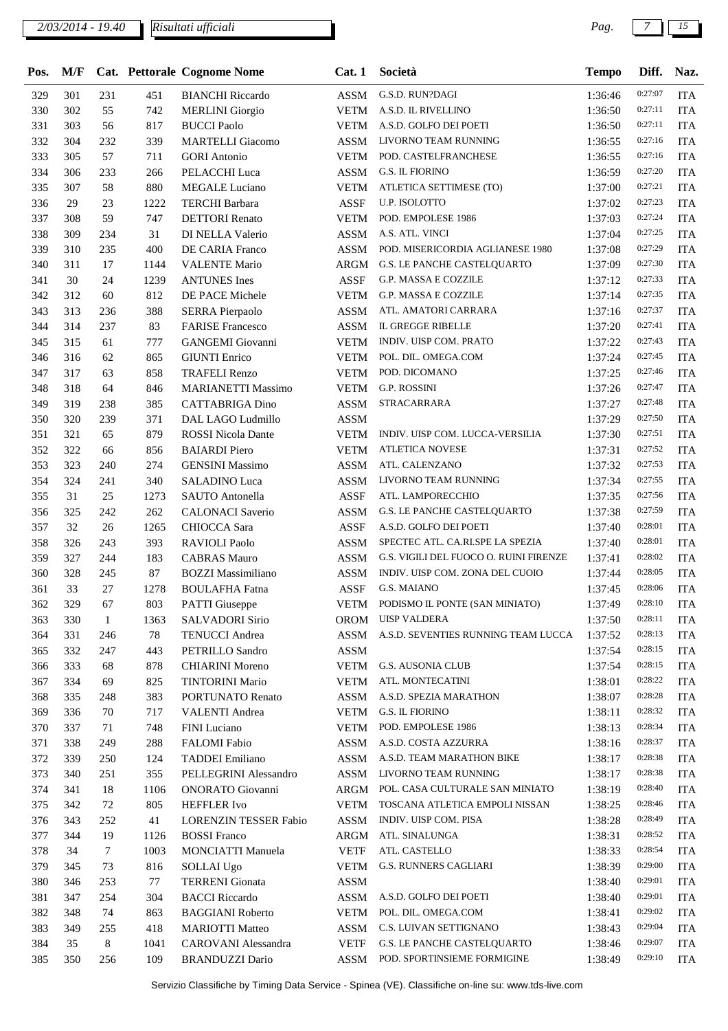| Pos. | M/F | Cat. | Pettorale | Cognome Nome | Cat. 1 | Società | Tempo | Diff. | Naz. |
|---|---|---|---|---|---|---|---|---|---|
| 329 | 301 | 231 | 451 | BIANCHI Riccardo | ASSM | G.S.D. RUN?DAGI | 1:36:46 | 0:27:07 | ITA |
| 330 | 302 | 55 | 742 | MERLINI Giorgio | VETM | A.S.D. IL RIVELLINO | 1:36:50 | 0:27:11 | ITA |
| 331 | 303 | 56 | 817 | BUCCI Paolo | VETM | A.S.D. GOLFO DEI POETI | 1:36:50 | 0:27:11 | ITA |
| 332 | 304 | 232 | 339 | MARTELLI Giacomo | ASSM | LIVORNO TEAM RUNNING | 1:36:55 | 0:27:16 | ITA |
| 333 | 305 | 57 | 711 | GORI Antonio | VETM | POD. CASTELFRANCHESE | 1:36:55 | 0:27:16 | ITA |
| 334 | 306 | 233 | 266 | PELACCHI Luca | ASSM | G.S. IL FIORINO | 1:36:59 | 0:27:20 | ITA |
| 335 | 307 | 58 | 880 | MEGALE Luciano | VETM | ATLETICA SETTIMESE (TO) | 1:37:00 | 0:27:21 | ITA |
| 336 | 29 | 23 | 1222 | TERCHI Barbara | ASSF | U.P. ISOLOTTO | 1:37:02 | 0:27:23 | ITA |
| 337 | 308 | 59 | 747 | DETTORI Renato | VETM | POD. EMPOLESE 1986 | 1:37:03 | 0:27:24 | ITA |
| 338 | 309 | 234 | 31 | DI NELLA Valerio | ASSM | A.S. ATL. VINCI | 1:37:04 | 0:27:25 | ITA |
| 339 | 310 | 235 | 400 | DE CARIA Franco | ASSM | POD. MISERICORDIA AGLIANESE 1980 | 1:37:08 | 0:27:29 | ITA |
| 340 | 311 | 17 | 1144 | VALENTE Mario | ARGM | G.S. LE PANCHE CASTELQUARTO | 1:37:09 | 0:27:30 | ITA |
| 341 | 30 | 24 | 1239 | ANTUNES Ines | ASSF | G.P. MASSA E COZZILE | 1:37:12 | 0:27:33 | ITA |
| 342 | 312 | 60 | 812 | DE PACE Michele | VETM | G.P. MASSA E COZZILE | 1:37:14 | 0:27:35 | ITA |
| 343 | 313 | 236 | 388 | SERRA Pierpaolo | ASSM | ATL. AMATORI CARRARA | 1:37:16 | 0:27:37 | ITA |
| 344 | 314 | 237 | 83 | FARISE Francesco | ASSM | IL GREGGE RIBELLE | 1:37:20 | 0:27:41 | ITA |
| 345 | 315 | 61 | 777 | GANGEMI Giovanni | VETM | INDIV. UISP COM. PRATO | 1:37:22 | 0:27:43 | ITA |
| 346 | 316 | 62 | 865 | GIUNTI Enrico | VETM | POL. DIL. OMEGA.COM | 1:37:24 | 0:27:45 | ITA |
| 347 | 317 | 63 | 858 | TRAFELI Renzo | VETM | POD. DICOMANO | 1:37:25 | 0:27:46 | ITA |
| 348 | 318 | 64 | 846 | MARIANETTI Massimo | VETM | G.P. ROSSINI | 1:37:26 | 0:27:47 | ITA |
| 349 | 319 | 238 | 385 | CATTABRIGA Dino | ASSM | STRACARRARA | 1:37:27 | 0:27:48 | ITA |
| 350 | 320 | 239 | 371 | DAL LAGO Ludmillo | ASSM | | 1:37:29 | 0:27:50 | ITA |
| 351 | 321 | 65 | 879 | ROSSI Nicola Dante | VETM | INDIV. UISP COM. LUCCA-VERSILIA | 1:37:30 | 0:27:51 | ITA |
| 352 | 322 | 66 | 856 | BAIARDI Piero | VETM | ATLETICA NOVESE | 1:37:31 | 0:27:52 | ITA |
| 353 | 323 | 240 | 274 | GENSINI Massimo | ASSM | ATL. CALENZANO | 1:37:32 | 0:27:53 | ITA |
| 354 | 324 | 241 | 340 | SALADINO Luca | ASSM | LIVORNO TEAM RUNNING | 1:37:34 | 0:27:55 | ITA |
| 355 | 31 | 25 | 1273 | SAUTO Antonella | ASSF | ATL. LAMPORECCHIO | 1:37:35 | 0:27:56 | ITA |
| 356 | 325 | 242 | 262 | CALONACI Saverio | ASSM | G.S. LE PANCHE CASTELQUARTO | 1:37:38 | 0:27:59 | ITA |
| 357 | 32 | 26 | 1265 | CHIOCCA Sara | ASSF | A.S.D. GOLFO DEI POETI | 1:37:40 | 0:28:01 | ITA |
| 358 | 326 | 243 | 393 | RAVIOLI Paolo | ASSM | SPECTEC ATL. CA.RI.SPE LA SPEZIA | 1:37:40 | 0:28:01 | ITA |
| 359 | 327 | 244 | 183 | CABRAS Mauro | ASSM | G.S. VIGILI DEL FUOCO O. RUINI FIRENZE | 1:37:41 | 0:28:02 | ITA |
| 360 | 328 | 245 | 87 | BOZZI Massimiliano | ASSM | INDIV. UISP COM. ZONA DEL CUOIO | 1:37:44 | 0:28:05 | ITA |
| 361 | 33 | 27 | 1278 | BOULAFHA Fatna | ASSF | G.S. MAIANO | 1:37:45 | 0:28:06 | ITA |
| 362 | 329 | 67 | 803 | PATTI Giuseppe | VETM | PODISMO IL PONTE (SAN MINIATO) | 1:37:49 | 0:28:10 | ITA |
| 363 | 330 | 1 | 1363 | SALVADORI Sirio | OROM | UISP VALDERA | 1:37:50 | 0:28:11 | ITA |
| 364 | 331 | 246 | 78 | TENUCCI Andrea | ASSM | A.S.D. SEVENTIES RUNNING TEAM LUCCA | 1:37:52 | 0:28:13 | ITA |
| 365 | 332 | 247 | 443 | PETRILLO Sandro | ASSM | | 1:37:54 | 0:28:15 | ITA |
| 366 | 333 | 68 | 878 | CHIARINI Moreno | VETM | G.S. AUSONIA CLUB | 1:37:54 | 0:28:15 | ITA |
| 367 | 334 | 69 | 825 | TINTORINI Mario | VETM | ATL. MONTECATINI | 1:38:01 | 0:28:22 | ITA |
| 368 | 335 | 248 | 383 | PORTUNATO Renato | ASSM | A.S.D. SPEZIA MARATHON | 1:38:07 | 0:28:28 | ITA |
| 369 | 336 | 70 | 717 | VALENTI Andrea | VETM | G.S. IL FIORINO | 1:38:11 | 0:28:32 | ITA |
| 370 | 337 | 71 | 748 | FINI Luciano | VETM | POD. EMPOLESE 1986 | 1:38:13 | 0:28:34 | ITA |
| 371 | 338 | 249 | 288 | FALOMI Fabio | ASSM | A.S.D. COSTA AZZURRA | 1:38:16 | 0:28:37 | ITA |
| 372 | 339 | 250 | 124 | TADDEI Emiliano | ASSM | A.S.D. TEAM MARATHON BIKE | 1:38:17 | 0:28:38 | ITA |
| 373 | 340 | 251 | 355 | PELLEGRINI Alessandro | ASSM | LIVORNO TEAM RUNNING | 1:38:17 | 0:28:38 | ITA |
| 374 | 341 | 18 | 1106 | ONORATO Giovanni | ARGM | POL. CASA CULTURALE SAN MINIATO | 1:38:19 | 0:28:40 | ITA |
| 375 | 342 | 72 | 805 | HEFFLER Ivo | VETM | TOSCANA ATLETICA EMPOLI NISSAN | 1:38:25 | 0:28:46 | ITA |
| 376 | 343 | 252 | 41 | LORENZIN TESSER Fabio | ASSM | INDIV. UISP COM. PISA | 1:38:28 | 0:28:49 | ITA |
| 377 | 344 | 19 | 1126 | BOSSI Franco | ARGM | ATL. SINALUNGA | 1:38:31 | 0:28:52 | ITA |
| 378 | 34 | 7 | 1003 | MONCIATTI Manuela | VETF | ATL. CASTELLO | 1:38:33 | 0:28:54 | ITA |
| 379 | 345 | 73 | 816 | SOLLAI Ugo | VETM | G.S. RUNNERS CAGLIARI | 1:38:39 | 0:29:00 | ITA |
| 380 | 346 | 253 | 77 | TERRENI Gionata | ASSM | | 1:38:40 | 0:29:01 | ITA |
| 381 | 347 | 254 | 304 | BACCI Riccardo | ASSM | A.S.D. GOLFO DEI POETI | 1:38:40 | 0:29:01 | ITA |
| 382 | 348 | 74 | 863 | BAGGIANI Roberto | VETM | POL. DIL. OMEGA.COM | 1:38:41 | 0:29:02 | ITA |
| 383 | 349 | 255 | 418 | MARIOTTI Matteo | ASSM | C.S. LUIVAN SETTIGNANO | 1:38:43 | 0:29:04 | ITA |
| 384 | 35 | 8 | 1041 | CAROVANI Alessandra | VETF | G.S. LE PANCHE CASTELQUARTO | 1:38:46 | 0:29:07 | ITA |
| 385 | 350 | 256 | 109 | BRANDUZZI Dario | ASSM | POD. SPORTINSIEME FORMIGINE | 1:38:49 | 0:29:10 | ITA |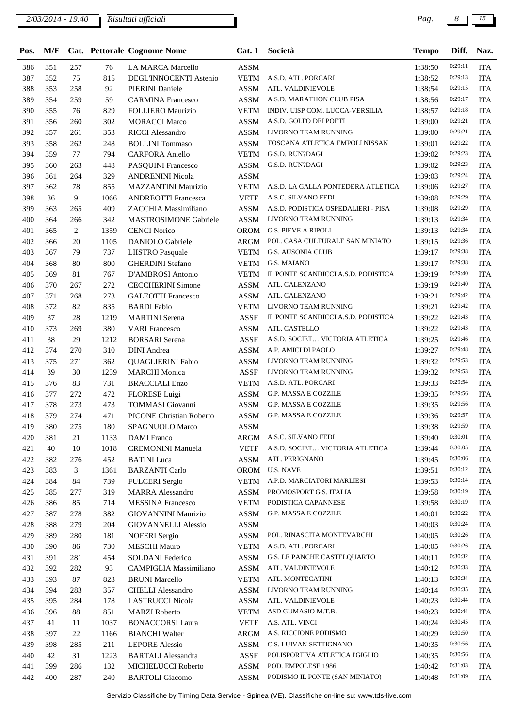| Pos. | M/F | Cat. | Pettorale | Cognome Nome | Cat. 1 | Società | Tempo | Diff. | Naz. |
|---|---|---|---|---|---|---|---|---|---|
| 386 | 351 | 257 | 76 | LA MARCA Marcello | ASSM | | 1:38:50 | 0:29:11 | ITA |
| 387 | 352 | 75 | 815 | DEGL'INNOCENTI Astenio | VETM | A.S.D. ATL. PORCARI | 1:38:52 | 0:29:13 | ITA |
| 388 | 353 | 258 | 92 | PIERINI Daniele | ASSM | ATL. VALDINIEVOLE | 1:38:54 | 0:29:15 | ITA |
| 389 | 354 | 259 | 59 | CARMINA Francesco | ASSM | A.S.D. MARATHON CLUB PISA | 1:38:56 | 0:29:17 | ITA |
| 390 | 355 | 76 | 829 | FOLLIERO Maurizio | VETM | INDIV. UISP COM. LUCCA-VERSILIA | 1:38:57 | 0:29:18 | ITA |
| 391 | 356 | 260 | 302 | MORACCI Marco | ASSM | A.S.D. GOLFO DEI POETI | 1:39:00 | 0:29:21 | ITA |
| 392 | 357 | 261 | 353 | RICCI Alessandro | ASSM | LIVORNO TEAM RUNNING | 1:39:00 | 0:29:21 | ITA |
| 393 | 358 | 262 | 248 | BOLLINI Tommaso | ASSM | TOSCANA ATLETICA EMPOLI NISSAN | 1:39:01 | 0:29:22 | ITA |
| 394 | 359 | 77 | 794 | CARFORA Aniello | VETM | G.S.D. RUN?DAGI | 1:39:02 | 0:29:23 | ITA |
| 395 | 360 | 263 | 448 | PASQUINI Francesco | ASSM | G.S.D. RUN?DAGI | 1:39:02 | 0:29:23 | ITA |
| 396 | 361 | 264 | 329 | ANDRENINI Nicola | ASSM | | 1:39:03 | 0:29:24 | ITA |
| 397 | 362 | 78 | 855 | MAZZANTINI Maurizio | VETM | A.S.D. LA GALLA PONTEDERA ATLETICA | 1:39:06 | 0:29:27 | ITA |
| 398 | 36 | 9 | 1066 | ANDREOTTI Francesca | VETF | A.S.C. SILVANO FEDI | 1:39:08 | 0:29:29 | ITA |
| 399 | 363 | 265 | 409 | ZACCHIA Massimiliano | ASSM | A.S.D. PODISTICA OSPEDALIERI - PISA | 1:39:08 | 0:29:29 | ITA |
| 400 | 364 | 266 | 342 | MASTROSIMONE Gabriele | ASSM | LIVORNO TEAM RUNNING | 1:39:13 | 0:29:34 | ITA |
| 401 | 365 | 2 | 1359 | CENCI Norico | OROM | G.S. PIEVE A RIPOLI | 1:39:13 | 0:29:34 | ITA |
| 402 | 366 | 20 | 1105 | DANIOLO Gabriele | ARGM | POL. CASA CULTURALE SAN MINIATO | 1:39:15 | 0:29:36 | ITA |
| 403 | 367 | 79 | 737 | LIISTRO Pasquale | VETM | G.S. AUSONIA CLUB | 1:39:17 | 0:29:38 | ITA |
| 404 | 368 | 80 | 800 | GHERDINI Stefano | VETM | G.S. MAIANO | 1:39:17 | 0:29:38 | ITA |
| 405 | 369 | 81 | 767 | D'AMBROSI Antonio | VETM | IL PONTE SCANDICCI A.S.D. PODISTICA | 1:39:19 | 0:29:40 | ITA |
| 406 | 370 | 267 | 272 | CECCHERINI Simone | ASSM | ATL. CALENZANO | 1:39:19 | 0:29:40 | ITA |
| 407 | 371 | 268 | 273 | GALEOTTI Francesco | ASSM | ATL. CALENZANO | 1:39:21 | 0:29:42 | ITA |
| 408 | 372 | 82 | 835 | BARDI Fabio | VETM | LIVORNO TEAM RUNNING | 1:39:21 | 0:29:42 | ITA |
| 409 | 37 | 28 | 1219 | MARTINI Serena | ASSF | IL PONTE SCANDICCI A.S.D. PODISTICA | 1:39:22 | 0:29:43 | ITA |
| 410 | 373 | 269 | 380 | VARI Francesco | ASSM | ATL. CASTELLO | 1:39:22 | 0:29:43 | ITA |
| 411 | 38 | 29 | 1212 | BORSARI Serena | ASSF | A.S.D. SOCIET… VICTORIA ATLETICA | 1:39:25 | 0:29:46 | ITA |
| 412 | 374 | 270 | 310 | DINI Andrea | ASSM | A.P. AMICI DI PAOLO | 1:39:27 | 0:29:48 | ITA |
| 413 | 375 | 271 | 362 | QUAGLIERINI Fabio | ASSM | LIVORNO TEAM RUNNING | 1:39:32 | 0:29:53 | ITA |
| 414 | 39 | 30 | 1259 | MARCHI Monica | ASSF | LIVORNO TEAM RUNNING | 1:39:32 | 0:29:53 | ITA |
| 415 | 376 | 83 | 731 | BRACCIALI Enzo | VETM | A.S.D. ATL. PORCARI | 1:39:33 | 0:29:54 | ITA |
| 416 | 377 | 272 | 472 | FLORESE Luigi | ASSM | G.P. MASSA E COZZILE | 1:39:35 | 0:29:56 | ITA |
| 417 | 378 | 273 | 473 | TOMMASI Giovanni | ASSM | G.P. MASSA E COZZILE | 1:39:35 | 0:29:56 | ITA |
| 418 | 379 | 274 | 471 | PICONE Christian Roberto | ASSM | G.P. MASSA E COZZILE | 1:39:36 | 0:29:57 | ITA |
| 419 | 380 | 275 | 180 | SPAGNUOLO Marco | ASSM | | 1:39:38 | 0:29:59 | ITA |
| 420 | 381 | 21 | 1133 | DAMI Franco | ARGM | A.S.C. SILVANO FEDI | 1:39:40 | 0:30:01 | ITA |
| 421 | 40 | 10 | 1018 | CREMONINI Manuela | VETF | A.S.D. SOCIET… VICTORIA ATLETICA | 1:39:44 | 0:30:05 | ITA |
| 422 | 382 | 276 | 452 | BATINI Luca | ASSM | ATL. PERIGNANO | 1:39:45 | 0:30:06 | ITA |
| 423 | 383 | 3 | 1361 | BARZANTI Carlo | OROM | U.S. NAVE | 1:39:51 | 0:30:12 | ITA |
| 424 | 384 | 84 | 739 | FULCERI Sergio | VETM | A.P.D. MARCIATORI MARLIESI | 1:39:53 | 0:30:14 | ITA |
| 425 | 385 | 277 | 319 | MARRA Alessandro | ASSM | PROMOSPORT G.S. ITALIA | 1:39:58 | 0:30:19 | ITA |
| 426 | 386 | 85 | 714 | MESSINA Francesco | VETM | PODISTICA CAPANNESE | 1:39:58 | 0:30:19 | ITA |
| 427 | 387 | 278 | 382 | GIOVANNINI Maurizio | ASSM | G.P. MASSA E COZZILE | 1:40:01 | 0:30:22 | ITA |
| 428 | 388 | 279 | 204 | GIOVANNELLI Alessio | ASSM | | 1:40:03 | 0:30:24 | ITA |
| 429 | 389 | 280 | 181 | NOFERI Sergio | ASSM | POL. RINASCITA MONTEVARCHI | 1:40:05 | 0:30:26 | ITA |
| 430 | 390 | 86 | 730 | MESCHI Mauro | VETM | A.S.D. ATL. PORCARI | 1:40:05 | 0:30:26 | ITA |
| 431 | 391 | 281 | 454 | SOLDANI Federico | ASSM | G.S. LE PANCHE CASTELQUARTO | 1:40:11 | 0:30:32 | ITA |
| 432 | 392 | 282 | 93 | CAMPIGLIA Massimiliano | ASSM | ATL. VALDINIEVOLE | 1:40:12 | 0:30:33 | ITA |
| 433 | 393 | 87 | 823 | BRUNI Marcello | VETM | ATL. MONTECATINI | 1:40:13 | 0:30:34 | ITA |
| 434 | 394 | 283 | 357 | CHELLI Alessandro | ASSM | LIVORNO TEAM RUNNING | 1:40:14 | 0:30:35 | ITA |
| 435 | 395 | 284 | 178 | LASTRUCCI Nicola | ASSM | ATL. VALDINIEVOLE | 1:40:23 | 0:30:44 | ITA |
| 436 | 396 | 88 | 851 | MARZI Roberto | VETM | ASD GUMASIO M.T.B. | 1:40:23 | 0:30:44 | ITA |
| 437 | 41 | 11 | 1037 | BONACCORSI Laura | VETF | A.S. ATL. VINCI | 1:40:24 | 0:30:45 | ITA |
| 438 | 397 | 22 | 1166 | BIANCHI Walter | ARGM | A.S. RICCIONE PODISMO | 1:40:29 | 0:30:50 | ITA |
| 439 | 398 | 285 | 211 | LEPORE Alessio | ASSM | C.S. LUIVAN SETTIGNANO | 1:40:35 | 0:30:56 | ITA |
| 440 | 42 | 31 | 1223 | BARTALI Alessandra | ASSF | POLISPORTIVA ATLETICA I'GIGLIO | 1:40:35 | 0:30:56 | ITA |
| 441 | 399 | 286 | 132 | MICHELUCCI Roberto | ASSM | POD. EMPOLESE 1986 | 1:40:42 | 0:31:03 | ITA |
| 442 | 400 | 287 | 240 | BARTOLI Giacomo | ASSM | PODISMO IL PONTE (SAN MINIATO) | 1:40:48 | 0:31:09 | ITA |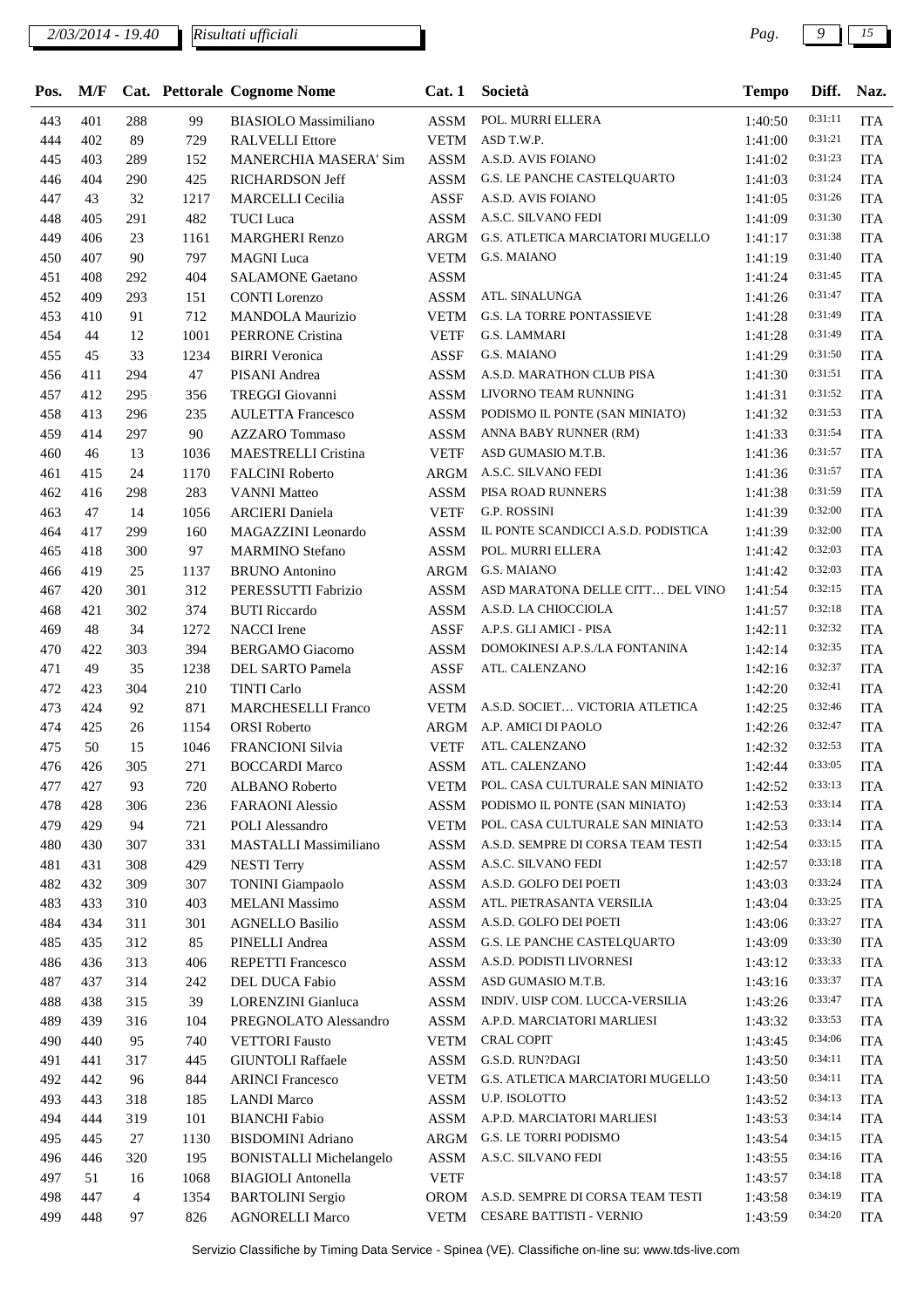| Pos. | M/F | Cat. | Pettorale | Cognome Nome | Cat. 1 | Società | Tempo | Diff. | Naz. |
|---|---|---|---|---|---|---|---|---|---|
| 443 | 401 | 288 | 99 | BIASIOLO Massimiliano | ASSM | POL. MURRI ELLERA | 1:40:50 | 0:31:11 | ITA |
| 444 | 402 | 89 | 729 | RALVELLI Ettore | VETM | ASD T.W.P. | 1:41:00 | 0:31:21 | ITA |
| 445 | 403 | 289 | 152 | MANERCHIA MASERA' Sim | ASSM | A.S.D. AVIS FOIANO | 1:41:02 | 0:31:23 | ITA |
| 446 | 404 | 290 | 425 | RICHARDSON Jeff | ASSM | G.S. LE PANCHE CASTELQUARTO | 1:41:03 | 0:31:24 | ITA |
| 447 | 43 | 32 | 1217 | MARCELLI Cecilia | ASSF | A.S.D. AVIS FOIANO | 1:41:05 | 0:31:26 | ITA |
| 448 | 405 | 291 | 482 | TUCI Luca | ASSM | A.S.C. SILVANO FEDI | 1:41:09 | 0:31:30 | ITA |
| 449 | 406 | 23 | 1161 | MARGHERI Renzo | ARGM | G.S. ATLETICA MARCIATORI MUGELLO | 1:41:17 | 0:31:38 | ITA |
| 450 | 407 | 90 | 797 | MAGNI Luca | VETM | G.S. MAIANO | 1:41:19 | 0:31:40 | ITA |
| 451 | 408 | 292 | 404 | SALAMONE Gaetano | ASSM | | 1:41:24 | 0:31:45 | ITA |
| 452 | 409 | 293 | 151 | CONTI Lorenzo | ASSM | ATL. SINALUNGA | 1:41:26 | 0:31:47 | ITA |
| 453 | 410 | 91 | 712 | MANDOLA Maurizio | VETM | G.S. LA TORRE PONTASSIEVE | 1:41:28 | 0:31:49 | ITA |
| 454 | 44 | 12 | 1001 | PERRONE Cristina | VETF | G.S. LAMMARI | 1:41:28 | 0:31:49 | ITA |
| 455 | 45 | 33 | 1234 | BIRRI Veronica | ASSF | G.S. MAIANO | 1:41:29 | 0:31:50 | ITA |
| 456 | 411 | 294 | 47 | PISANI Andrea | ASSM | A.S.D. MARATHON CLUB PISA | 1:41:30 | 0:31:51 | ITA |
| 457 | 412 | 295 | 356 | TREGGI Giovanni | ASSM | LIVORNO TEAM RUNNING | 1:41:31 | 0:31:52 | ITA |
| 458 | 413 | 296 | 235 | AULETTA Francesco | ASSM | PODISMO IL PONTE (SAN MINIATO) | 1:41:32 | 0:31:53 | ITA |
| 459 | 414 | 297 | 90 | AZZARO Tommaso | ASSM | ANNA BABY RUNNER (RM) | 1:41:33 | 0:31:54 | ITA |
| 460 | 46 | 13 | 1036 | MAESTRELLI Cristina | VETF | ASD GUMASIO M.T.B. | 1:41:36 | 0:31:57 | ITA |
| 461 | 415 | 24 | 1170 | FALCINI Roberto | ARGM | A.S.C. SILVANO FEDI | 1:41:36 | 0:31:57 | ITA |
| 462 | 416 | 298 | 283 | VANNI Matteo | ASSM | PISA ROAD RUNNERS | 1:41:38 | 0:31:59 | ITA |
| 463 | 47 | 14 | 1056 | ARCIERI Daniela | VETF | G.P. ROSSINI | 1:41:39 | 0:32:00 | ITA |
| 464 | 417 | 299 | 160 | MAGAZZINI Leonardo | ASSM | IL PONTE SCANDICCI A.S.D. PODISTICA | 1:41:39 | 0:32:00 | ITA |
| 465 | 418 | 300 | 97 | MARMINO Stefano | ASSM | POL. MURRI ELLERA | 1:41:42 | 0:32:03 | ITA |
| 466 | 419 | 25 | 1137 | BRUNO Antonino | ARGM | G.S. MAIANO | 1:41:42 | 0:32:03 | ITA |
| 467 | 420 | 301 | 312 | PERESSUTTI Fabrizio | ASSM | ASD MARATONA DELLE CITT… DEL VINO | 1:41:54 | 0:32:15 | ITA |
| 468 | 421 | 302 | 374 | BUTI Riccardo | ASSM | A.S.D. LA CHIOCCIOLA | 1:41:57 | 0:32:18 | ITA |
| 469 | 48 | 34 | 1272 | NACCI Irene | ASSF | A.P.S. GLI AMICI - PISA | 1:42:11 | 0:32:32 | ITA |
| 470 | 422 | 303 | 394 | BERGAMO Giacomo | ASSM | DOMOKINESI A.P.S./LA FONTANINA | 1:42:14 | 0:32:35 | ITA |
| 471 | 49 | 35 | 1238 | DEL SARTO Pamela | ASSF | ATL. CALENZANO | 1:42:16 | 0:32:37 | ITA |
| 472 | 423 | 304 | 210 | TINTI Carlo | ASSM | | 1:42:20 | 0:32:41 | ITA |
| 473 | 424 | 92 | 871 | MARCHESELLI Franco | VETM | A.S.D. SOCIET… VICTORIA ATLETICA | 1:42:25 | 0:32:46 | ITA |
| 474 | 425 | 26 | 1154 | ORSI Roberto | ARGM | A.P. AMICI DI PAOLO | 1:42:26 | 0:32:47 | ITA |
| 475 | 50 | 15 | 1046 | FRANCIONI Silvia | VETF | ATL. CALENZANO | 1:42:32 | 0:32:53 | ITA |
| 476 | 426 | 305 | 271 | BOCCARDI Marco | ASSM | ATL. CALENZANO | 1:42:44 | 0:33:05 | ITA |
| 477 | 427 | 93 | 720 | ALBANO Roberto | VETM | POL. CASA CULTURALE SAN MINIATO | 1:42:52 | 0:33:13 | ITA |
| 478 | 428 | 306 | 236 | FARAONI Alessio | ASSM | PODISMO IL PONTE (SAN MINIATO) | 1:42:53 | 0:33:14 | ITA |
| 479 | 429 | 94 | 721 | POLI Alessandro | VETM | POL. CASA CULTURALE SAN MINIATO | 1:42:53 | 0:33:14 | ITA |
| 480 | 430 | 307 | 331 | MASTALLI Massimiliano | ASSM | A.S.D. SEMPRE DI CORSA TEAM TESTI | 1:42:54 | 0:33:15 | ITA |
| 481 | 431 | 308 | 429 | NESTI Terry | ASSM | A.S.C. SILVANO FEDI | 1:42:57 | 0:33:18 | ITA |
| 482 | 432 | 309 | 307 | TONINI Giampaolo | ASSM | A.S.D. GOLFO DEI POETI | 1:43:03 | 0:33:24 | ITA |
| 483 | 433 | 310 | 403 | MELANI Massimo | ASSM | ATL. PIETRASANTA VERSILIA | 1:43:04 | 0:33:25 | ITA |
| 484 | 434 | 311 | 301 | AGNELLO Basilio | ASSM | A.S.D. GOLFO DEI POETI | 1:43:06 | 0:33:27 | ITA |
| 485 | 435 | 312 | 85 | PINELLI Andrea | ASSM | G.S. LE PANCHE CASTELQUARTO | 1:43:09 | 0:33:30 | ITA |
| 486 | 436 | 313 | 406 | REPETTI Francesco | ASSM | A.S.D. PODISTI LIVORNESI | 1:43:12 | 0:33:33 | ITA |
| 487 | 437 | 314 | 242 | DEL DUCA Fabio | ASSM | ASD GUMASIO M.T.B. | 1:43:16 | 0:33:37 | ITA |
| 488 | 438 | 315 | 39 | LORENZINI Gianluca | ASSM | INDIV. UISP COM. LUCCA-VERSILIA | 1:43:26 | 0:33:47 | ITA |
| 489 | 439 | 316 | 104 | PREGNOLATO Alessandro | ASSM | A.P.D. MARCIATORI MARLIESI | 1:43:32 | 0:33:53 | ITA |
| 490 | 440 | 95 | 740 | VETTORI Fausto | VETM | CRAL COPIT | 1:43:45 | 0:34:06 | ITA |
| 491 | 441 | 317 | 445 | GIUNTOLI Raffaele | ASSM | G.S.D. RUN?DAGI | 1:43:50 | 0:34:11 | ITA |
| 492 | 442 | 96 | 844 | ARINCI Francesco | VETM | G.S. ATLETICA MARCIATORI MUGELLO | 1:43:50 | 0:34:11 | ITA |
| 493 | 443 | 318 | 185 | LANDI Marco | ASSM | U.P. ISOLOTTO | 1:43:52 | 0:34:13 | ITA |
| 494 | 444 | 319 | 101 | BIANCHI Fabio | ASSM | A.P.D. MARCIATORI MARLIESI | 1:43:53 | 0:34:14 | ITA |
| 495 | 445 | 27 | 1130 | BISDOMINI Adriano | ARGM | G.S. LE TORRI PODISMO | 1:43:54 | 0:34:15 | ITA |
| 496 | 446 | 320 | 195 | BONISTALLI Michelangelo | ASSM | A.S.C. SILVANO FEDI | 1:43:55 | 0:34:16 | ITA |
| 497 | 51 | 16 | 1068 | BIAGIOLI Antonella | VETF | | 1:43:57 | 0:34:18 | ITA |
| 498 | 447 | 4 | 1354 | BARTOLINI Sergio | OROM | A.S.D. SEMPRE DI CORSA TEAM TESTI | 1:43:58 | 0:34:19 | ITA |
| 499 | 448 | 97 | 826 | AGNORELLI Marco | VETM | CESARE BATTISTI - VERNIO | 1:43:59 | 0:34:20 | ITA |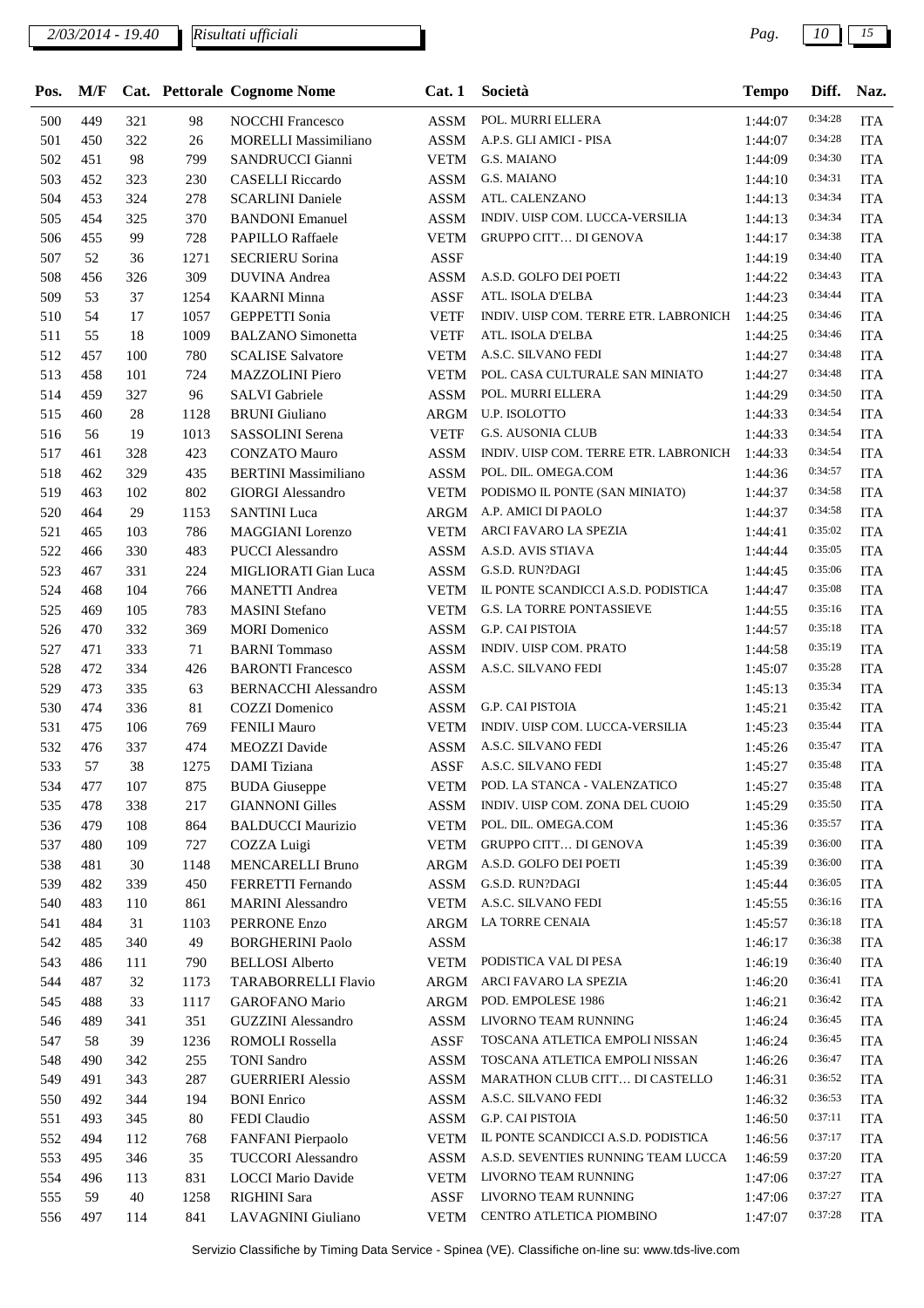| Pos. | M/F | Cat. | Pettorale | Cognome Nome | Cat. 1 | Società | Tempo | Diff. | Naz. |
|---|---|---|---|---|---|---|---|---|---|
| 500 | 449 | 321 | 98 | NOCCHI Francesco | ASSM | POL. MURRI ELLERA | 1:44:07 | 0:34:28 | ITA |
| 501 | 450 | 322 | 26 | MORELLI Massimiliano | ASSM | A.P.S. GLI AMICI - PISA | 1:44:07 | 0:34:28 | ITA |
| 502 | 451 | 98 | 799 | SANDRUCCI Gianni | VETM | G.S. MAIANO | 1:44:09 | 0:34:30 | ITA |
| 503 | 452 | 323 | 230 | CASELLI Riccardo | ASSM | G.S. MAIANO | 1:44:10 | 0:34:31 | ITA |
| 504 | 453 | 324 | 278 | SCARLINI Daniele | ASSM | ATL. CALENZANO | 1:44:13 | 0:34:34 | ITA |
| 505 | 454 | 325 | 370 | BANDONI Emanuel | ASSM | INDIV. UISP COM. LUCCA-VERSILIA | 1:44:13 | 0:34:34 | ITA |
| 506 | 455 | 99 | 728 | PAPILLO Raffaele | VETM | GRUPPO CITT… DI GENOVA | 1:44:17 | 0:34:38 | ITA |
| 507 | 52 | 36 | 1271 | SECRIERU Sorina | ASSF | | 1:44:19 | 0:34:40 | ITA |
| 508 | 456 | 326 | 309 | DUVINA Andrea | ASSM | A.S.D. GOLFO DEI POETI | 1:44:22 | 0:34:43 | ITA |
| 509 | 53 | 37 | 1254 | KAARNI Minna | ASSF | ATL. ISOLA D'ELBA | 1:44:23 | 0:34:44 | ITA |
| 510 | 54 | 17 | 1057 | GEPPETTI Sonia | VETF | INDIV. UISP COM. TERRE ETR. LABRONICH | 1:44:25 | 0:34:46 | ITA |
| 511 | 55 | 18 | 1009 | BALZANO Simonetta | VETF | ATL. ISOLA D'ELBA | 1:44:25 | 0:34:46 | ITA |
| 512 | 457 | 100 | 780 | SCALISE Salvatore | VETM | A.S.C. SILVANO FEDI | 1:44:27 | 0:34:48 | ITA |
| 513 | 458 | 101 | 724 | MAZZOLINI Piero | VETM | POL. CASA CULTURALE SAN MINIATO | 1:44:27 | 0:34:48 | ITA |
| 514 | 459 | 327 | 96 | SALVI Gabriele | ASSM | POL. MURRI ELLERA | 1:44:29 | 0:34:50 | ITA |
| 515 | 460 | 28 | 1128 | BRUNI Giuliano | ARGM | U.P. ISOLOTTO | 1:44:33 | 0:34:54 | ITA |
| 516 | 56 | 19 | 1013 | SASSOLINI Serena | VETF | G.S. AUSONIA CLUB | 1:44:33 | 0:34:54 | ITA |
| 517 | 461 | 328 | 423 | CONZATO Mauro | ASSM | INDIV. UISP COM. TERRE ETR. LABRONICH | 1:44:33 | 0:34:54 | ITA |
| 518 | 462 | 329 | 435 | BERTINI Massimiliano | ASSM | POL. DIL. OMEGA.COM | 1:44:36 | 0:34:57 | ITA |
| 519 | 463 | 102 | 802 | GIORGI Alessandro | VETM | PODISMO IL PONTE (SAN MINIATO) | 1:44:37 | 0:34:58 | ITA |
| 520 | 464 | 29 | 1153 | SANTINI Luca | ARGM | A.P. AMICI DI PAOLO | 1:44:37 | 0:34:58 | ITA |
| 521 | 465 | 103 | 786 | MAGGIANI Lorenzo | VETM | ARCI FAVARO LA SPEZIA | 1:44:41 | 0:35:02 | ITA |
| 522 | 466 | 330 | 483 | PUCCI Alessandro | ASSM | A.S.D. AVIS STIAVA | 1:44:44 | 0:35:05 | ITA |
| 523 | 467 | 331 | 224 | MIGLIORATI Gian Luca | ASSM | G.S.D. RUN?DAGI | 1:44:45 | 0:35:06 | ITA |
| 524 | 468 | 104 | 766 | MANETTI Andrea | VETM | IL PONTE SCANDICCI A.S.D. PODISTICA | 1:44:47 | 0:35:08 | ITA |
| 525 | 469 | 105 | 783 | MASINI Stefano | VETM | G.S. LA TORRE PONTASSIEVE | 1:44:55 | 0:35:16 | ITA |
| 526 | 470 | 332 | 369 | MORI Domenico | ASSM | G.P. CAI PISTOIA | 1:44:57 | 0:35:18 | ITA |
| 527 | 471 | 333 | 71 | BARNI Tommaso | ASSM | INDIV. UISP COM. PRATO | 1:44:58 | 0:35:19 | ITA |
| 528 | 472 | 334 | 426 | BARONTI Francesco | ASSM | A.S.C. SILVANO FEDI | 1:45:07 | 0:35:28 | ITA |
| 529 | 473 | 335 | 63 | BERNACCHI Alessandro | ASSM | | 1:45:13 | 0:35:34 | ITA |
| 530 | 474 | 336 | 81 | COZZI Domenico | ASSM | G.P. CAI PISTOIA | 1:45:21 | 0:35:42 | ITA |
| 531 | 475 | 106 | 769 | FENILI Mauro | VETM | INDIV. UISP COM. LUCCA-VERSILIA | 1:45:23 | 0:35:44 | ITA |
| 532 | 476 | 337 | 474 | MEOZZI Davide | ASSM | A.S.C. SILVANO FEDI | 1:45:26 | 0:35:47 | ITA |
| 533 | 57 | 38 | 1275 | DAMI Tiziana | ASSF | A.S.C. SILVANO FEDI | 1:45:27 | 0:35:48 | ITA |
| 534 | 477 | 107 | 875 | BUDA Giuseppe | VETM | POD. LA STANCA - VALENZATICO | 1:45:27 | 0:35:48 | ITA |
| 535 | 478 | 338 | 217 | GIANNONI Gilles | ASSM | INDIV. UISP COM. ZONA DEL CUOIO | 1:45:29 | 0:35:50 | ITA |
| 536 | 479 | 108 | 864 | BALDUCCI Maurizio | VETM | POL. DIL. OMEGA.COM | 1:45:36 | 0:35:57 | ITA |
| 537 | 480 | 109 | 727 | COZZA Luigi | VETM | GRUPPO CITT… DI GENOVA | 1:45:39 | 0:36:00 | ITA |
| 538 | 481 | 30 | 1148 | MENCARELLI Bruno | ARGM | A.S.D. GOLFO DEI POETI | 1:45:39 | 0:36:00 | ITA |
| 539 | 482 | 339 | 450 | FERRETTI Fernando | ASSM | G.S.D. RUN?DAGI | 1:45:44 | 0:36:05 | ITA |
| 540 | 483 | 110 | 861 | MARINI Alessandro | VETM | A.S.C. SILVANO FEDI | 1:45:55 | 0:36:16 | ITA |
| 541 | 484 | 31 | 1103 | PERRONE Enzo | ARGM | LA TORRE CENAIA | 1:45:57 | 0:36:18 | ITA |
| 542 | 485 | 340 | 49 | BORGHERINI Paolo | ASSM | | 1:46:17 | 0:36:38 | ITA |
| 543 | 486 | 111 | 790 | BELLOSI Alberto | VETM | PODISTICA VAL DI PESA | 1:46:19 | 0:36:40 | ITA |
| 544 | 487 | 32 | 1173 | TARABORRELLI Flavio | ARGM | ARCI FAVARO LA SPEZIA | 1:46:20 | 0:36:41 | ITA |
| 545 | 488 | 33 | 1117 | GAROFANO Mario | ARGM | POD. EMPOLESE 1986 | 1:46:21 | 0:36:42 | ITA |
| 546 | 489 | 341 | 351 | GUZZINI Alessandro | ASSM | LIVORNO TEAM RUNNING | 1:46:24 | 0:36:45 | ITA |
| 547 | 58 | 39 | 1236 | ROMOLI Rossella | ASSF | TOSCANA ATLETICA EMPOLI NISSAN | 1:46:24 | 0:36:45 | ITA |
| 548 | 490 | 342 | 255 | TONI Sandro | ASSM | TOSCANA ATLETICA EMPOLI NISSAN | 1:46:26 | 0:36:47 | ITA |
| 549 | 491 | 343 | 287 | GUERRIERI Alessio | ASSM | MARATHON CLUB CITT… DI CASTELLO | 1:46:31 | 0:36:52 | ITA |
| 550 | 492 | 344 | 194 | BONI Enrico | ASSM | A.S.C. SILVANO FEDI | 1:46:32 | 0:36:53 | ITA |
| 551 | 493 | 345 | 80 | FEDI Claudio | ASSM | G.P. CAI PISTOIA | 1:46:50 | 0:37:11 | ITA |
| 552 | 494 | 112 | 768 | FANFANI Pierpaolo | VETM | IL PONTE SCANDICCI A.S.D. PODISTICA | 1:46:56 | 0:37:17 | ITA |
| 553 | 495 | 346 | 35 | TUCCORI Alessandro | ASSM | A.S.D. SEVENTIES RUNNING TEAM LUCCA | 1:46:59 | 0:37:20 | ITA |
| 554 | 496 | 113 | 831 | LOCCI Mario Davide | VETM | LIVORNO TEAM RUNNING | 1:47:06 | 0:37:27 | ITA |
| 555 | 59 | 40 | 1258 | RIGHINI Sara | ASSF | LIVORNO TEAM RUNNING | 1:47:06 | 0:37:27 | ITA |
| 556 | 497 | 114 | 841 | LAVAGNINI Giuliano | VETM | CENTRO ATLETICA PIOMBINO | 1:47:07 | 0:37:28 | ITA |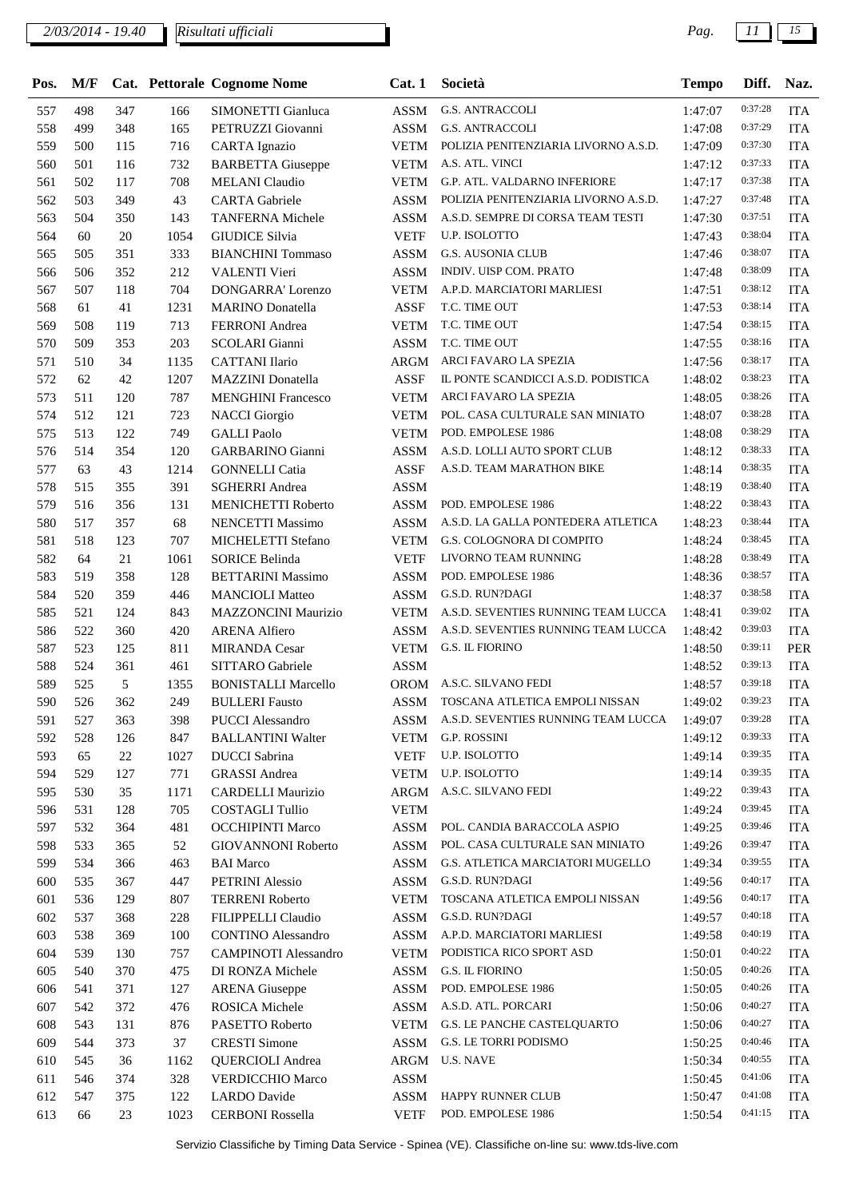| Pos. | M/F | Cat. | Pettorale | Cognome Nome | Cat. 1 | Società | Tempo | Diff. | Naz. |
|---|---|---|---|---|---|---|---|---|---|
| 557 | 498 | 347 | 166 | SIMONETTI Gianluca | ASSM | G.S. ANTRACCOLI | 1:47:07 | 0:37:28 | ITA |
| 558 | 499 | 348 | 165 | PETRUZZI Giovanni | ASSM | G.S. ANTRACCOLI | 1:47:08 | 0:37:29 | ITA |
| 559 | 500 | 115 | 716 | CARTA Ignazio | VETM | POLIZIA PENITENZIARIA LIVORNO A.S.D. | 1:47:09 | 0:37:30 | ITA |
| 560 | 501 | 116 | 732 | BARBETTA Giuseppe | VETM | A.S. ATL. VINCI | 1:47:12 | 0:37:33 | ITA |
| 561 | 502 | 117 | 708 | MELANI Claudio | VETM | G.P. ATL. VALDARNO INFERIORE | 1:47:17 | 0:37:38 | ITA |
| 562 | 503 | 349 | 43 | CARTA Gabriele | ASSM | POLIZIA PENITENZIARIA LIVORNO A.S.D. | 1:47:27 | 0:37:48 | ITA |
| 563 | 504 | 350 | 143 | TANFERNA Michele | ASSM | A.S.D. SEMPRE DI CORSA TEAM TESTI | 1:47:30 | 0:37:51 | ITA |
| 564 | 60 | 20 | 1054 | GIUDICE Silvia | VETF | U.P. ISOLOTTO | 1:47:43 | 0:38:04 | ITA |
| 565 | 505 | 351 | 333 | BIANCHINI Tommaso | ASSM | G.S. AUSONIA CLUB | 1:47:46 | 0:38:07 | ITA |
| 566 | 506 | 352 | 212 | VALENTI Vieri | ASSM | INDIV. UISP COM. PRATO | 1:47:48 | 0:38:09 | ITA |
| 567 | 507 | 118 | 704 | DONGARRA' Lorenzo | VETM | A.P.D. MARCIATORI MARLIESI | 1:47:51 | 0:38:12 | ITA |
| 568 | 61 | 41 | 1231 | MARINO Donatella | ASSF | T.C. TIME OUT | 1:47:53 | 0:38:14 | ITA |
| 569 | 508 | 119 | 713 | FERRONI Andrea | VETM | T.C. TIME OUT | 1:47:54 | 0:38:15 | ITA |
| 570 | 509 | 353 | 203 | SCOLARI Gianni | ASSM | T.C. TIME OUT | 1:47:55 | 0:38:16 | ITA |
| 571 | 510 | 34 | 1135 | CATTANI Ilario | ARGM | ARCI FAVARO LA SPEZIA | 1:47:56 | 0:38:17 | ITA |
| 572 | 62 | 42 | 1207 | MAZZINI Donatella | ASSF | IL PONTE SCANDICCI A.S.D. PODISTICA | 1:48:02 | 0:38:23 | ITA |
| 573 | 511 | 120 | 787 | MENGHINI Francesco | VETM | ARCI FAVARO LA SPEZIA | 1:48:05 | 0:38:26 | ITA |
| 574 | 512 | 121 | 723 | NACCI Giorgio | VETM | POL. CASA CULTURALE SAN MINIATO | 1:48:07 | 0:38:28 | ITA |
| 575 | 513 | 122 | 749 | GALLI Paolo | VETM | POD. EMPOLESE 1986 | 1:48:08 | 0:38:29 | ITA |
| 576 | 514 | 354 | 120 | GARBARINO Gianni | ASSM | A.S.D. LOLLI AUTO SPORT CLUB | 1:48:12 | 0:38:33 | ITA |
| 577 | 63 | 43 | 1214 | GONNELLI Catia | ASSF | A.S.D. TEAM MARATHON BIKE | 1:48:14 | 0:38:35 | ITA |
| 578 | 515 | 355 | 391 | SGHERRI Andrea | ASSM | | 1:48:19 | 0:38:40 | ITA |
| 579 | 516 | 356 | 131 | MENICHETTI Roberto | ASSM | POD. EMPOLESE 1986 | 1:48:22 | 0:38:43 | ITA |
| 580 | 517 | 357 | 68 | NENCETTI Massimo | ASSM | A.S.D. LA GALLA PONTEDERA ATLETICA | 1:48:23 | 0:38:44 | ITA |
| 581 | 518 | 123 | 707 | MICHELETTI Stefano | VETM | G.S. COLOGNORA DI COMPITO | 1:48:24 | 0:38:45 | ITA |
| 582 | 64 | 21 | 1061 | SORICE Belinda | VETF | LIVORNO TEAM RUNNING | 1:48:28 | 0:38:49 | ITA |
| 583 | 519 | 358 | 128 | BETTARINI Massimo | ASSM | POD. EMPOLESE 1986 | 1:48:36 | 0:38:57 | ITA |
| 584 | 520 | 359 | 446 | MANCIOLI Matteo | ASSM | G.S.D. RUN?DAGI | 1:48:37 | 0:38:58 | ITA |
| 585 | 521 | 124 | 843 | MAZZONCINI Maurizio | VETM | A.S.D. SEVENTIES RUNNING TEAM LUCCA | 1:48:41 | 0:39:02 | ITA |
| 586 | 522 | 360 | 420 | ARENA Alfiero | ASSM | A.S.D. SEVENTIES RUNNING TEAM LUCCA | 1:48:42 | 0:39:03 | ITA |
| 587 | 523 | 125 | 811 | MIRANDA Cesar | VETM | G.S. IL FIORINO | 1:48:50 | 0:39:11 | PER |
| 588 | 524 | 361 | 461 | SITTARO Gabriele | ASSM | | 1:48:52 | 0:39:13 | ITA |
| 589 | 525 | 5 | 1355 | BONISTALLI Marcello | OROM | A.S.C. SILVANO FEDI | 1:48:57 | 0:39:18 | ITA |
| 590 | 526 | 362 | 249 | BULLERI Fausto | ASSM | TOSCANA ATLETICA EMPOLI NISSAN | 1:49:02 | 0:39:23 | ITA |
| 591 | 527 | 363 | 398 | PUCCI Alessandro | ASSM | A.S.D. SEVENTIES RUNNING TEAM LUCCA | 1:49:07 | 0:39:28 | ITA |
| 592 | 528 | 126 | 847 | BALLANTINI Walter | VETM | G.P. ROSSINI | 1:49:12 | 0:39:33 | ITA |
| 593 | 65 | 22 | 1027 | DUCCI Sabrina | VETF | U.P. ISOLOTTO | 1:49:14 | 0:39:35 | ITA |
| 594 | 529 | 127 | 771 | GRASSI Andrea | VETM | U.P. ISOLOTTO | 1:49:14 | 0:39:35 | ITA |
| 595 | 530 | 35 | 1171 | CARDELLI Maurizio | ARGM | A.S.C. SILVANO FEDI | 1:49:22 | 0:39:43 | ITA |
| 596 | 531 | 128 | 705 | COSTAGLI Tullio | VETM | | 1:49:24 | 0:39:45 | ITA |
| 597 | 532 | 364 | 481 | OCCHIPINTI Marco | ASSM | POL. CANDIA BARACCOLA ASPIO | 1:49:25 | 0:39:46 | ITA |
| 598 | 533 | 365 | 52 | GIOVANNONI Roberto | ASSM | POL. CASA CULTURALE SAN MINIATO | 1:49:26 | 0:39:47 | ITA |
| 599 | 534 | 366 | 463 | BAI Marco | ASSM | G.S. ATLETICA MARCIATORI MUGELLO | 1:49:34 | 0:39:55 | ITA |
| 600 | 535 | 367 | 447 | PETRINI Alessio | ASSM | G.S.D. RUN?DAGI | 1:49:56 | 0:40:17 | ITA |
| 601 | 536 | 129 | 807 | TERRENI Roberto | VETM | TOSCANA ATLETICA EMPOLI NISSAN | 1:49:56 | 0:40:17 | ITA |
| 602 | 537 | 368 | 228 | FILIPPELLI Claudio | ASSM | G.S.D. RUN?DAGI | 1:49:57 | 0:40:18 | ITA |
| 603 | 538 | 369 | 100 | CONTINO Alessandro | ASSM | A.P.D. MARCIATORI MARLIESI | 1:49:58 | 0:40:19 | ITA |
| 604 | 539 | 130 | 757 | CAMPINOTI Alessandro | VETM | PODISTICA RICO SPORT ASD | 1:50:01 | 0:40:22 | ITA |
| 605 | 540 | 370 | 475 | DI RONZA Michele | ASSM | G.S. IL FIORINO | 1:50:05 | 0:40:26 | ITA |
| 606 | 541 | 371 | 127 | ARENA Giuseppe | ASSM | POD. EMPOLESE 1986 | 1:50:05 | 0:40:26 | ITA |
| 607 | 542 | 372 | 476 | ROSICA Michele | ASSM | A.S.D. ATL. PORCARI | 1:50:06 | 0:40:27 | ITA |
| 608 | 543 | 131 | 876 | PASETTO Roberto | VETM | G.S. LE PANCHE CASTELQUARTO | 1:50:06 | 0:40:27 | ITA |
| 609 | 544 | 373 | 37 | CRESTI Simone | ASSM | G.S. LE TORRI PODISMO | 1:50:25 | 0:40:46 | ITA |
| 610 | 545 | 36 | 1162 | QUERCIOLI Andrea | ARGM | U.S. NAVE | 1:50:34 | 0:40:55 | ITA |
| 611 | 546 | 374 | 328 | VERDICCHIO Marco | ASSM | | 1:50:45 | 0:41:06 | ITA |
| 612 | 547 | 375 | 122 | LARDO Davide | ASSM | HAPPY RUNNER CLUB | 1:50:47 | 0:41:08 | ITA |
| 613 | 66 | 23 | 1023 | CERBONI Rossella | VETF | POD. EMPOLESE 1986 | 1:50:54 | 0:41:15 | ITA |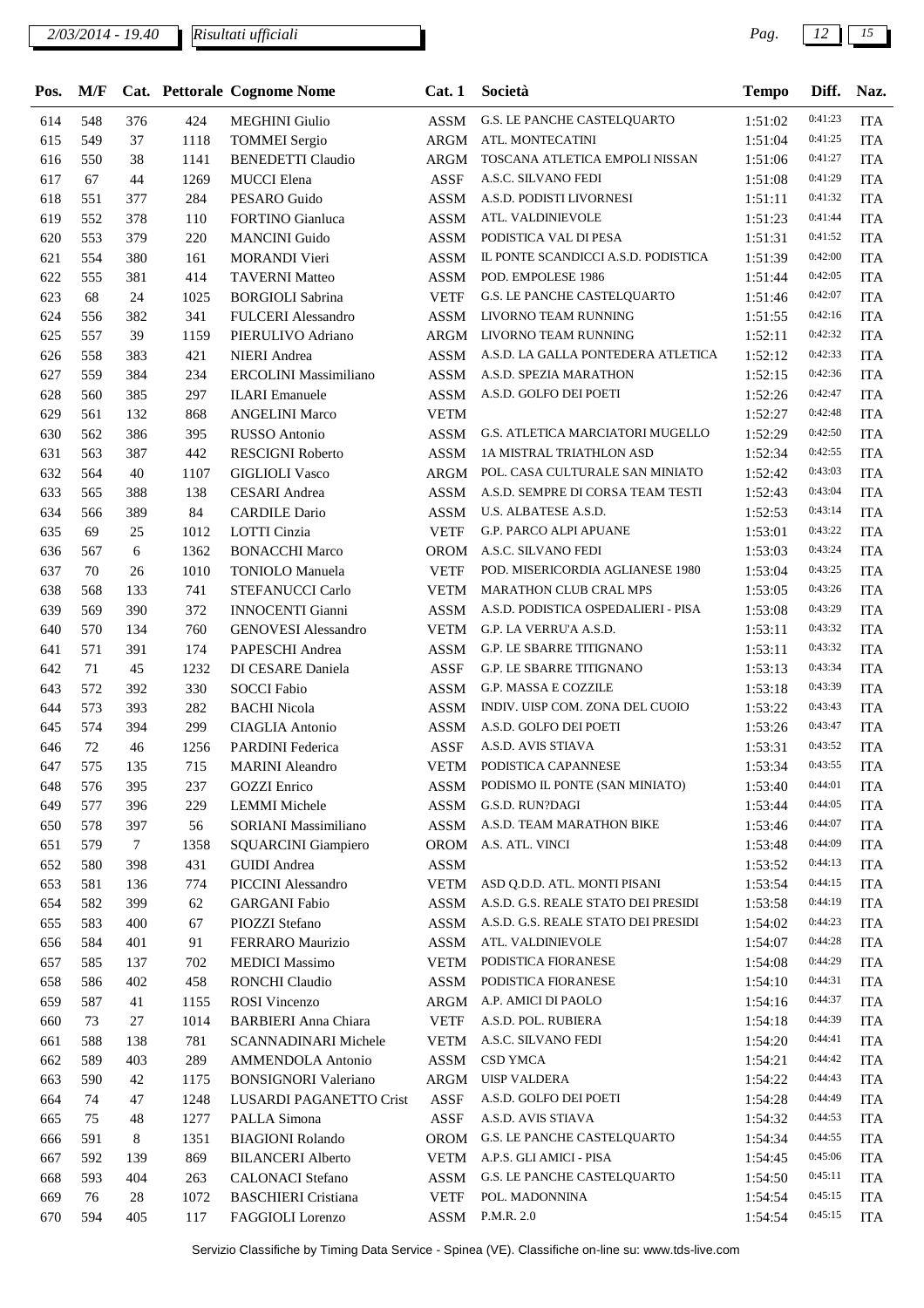| Pos. | M/F | Cat. | Pettorale | Cognome Nome | Cat. 1 | Società | Tempo | Diff. | Naz. |
|---|---|---|---|---|---|---|---|---|---|
| 614 | 548 | 376 | 424 | MEGHINI Giulio | ASSM | G.S. LE PANCHE CASTELQUARTO | 1:51:02 | 0:41:23 | ITA |
| 615 | 549 | 37 | 1118 | TOMMEI Sergio | ARGM | ATL. MONTECATINI | 1:51:04 | 0:41:25 | ITA |
| 616 | 550 | 38 | 1141 | BENEDETTI Claudio | ARGM | TOSCANA ATLETICA EMPOLI NISSAN | 1:51:06 | 0:41:27 | ITA |
| 617 | 67 | 44 | 1269 | MUCCI Elena | ASSF | A.S.C. SILVANO FEDI | 1:51:08 | 0:41:29 | ITA |
| 618 | 551 | 377 | 284 | PESARO Guido | ASSM | A.S.D. PODISTI LIVORNESI | 1:51:11 | 0:41:32 | ITA |
| 619 | 552 | 378 | 110 | FORTINO Gianluca | ASSM | ATL. VALDINIEVOLE | 1:51:23 | 0:41:44 | ITA |
| 620 | 553 | 379 | 220 | MANCINI Guido | ASSM | PODISTICA VAL DI PESA | 1:51:31 | 0:41:52 | ITA |
| 621 | 554 | 380 | 161 | MORANDI Vieri | ASSM | IL PONTE SCANDICCI A.S.D. PODISTICA | 1:51:39 | 0:42:00 | ITA |
| 622 | 555 | 381 | 414 | TAVERNI Matteo | ASSM | POD. EMPOLESE 1986 | 1:51:44 | 0:42:05 | ITA |
| 623 | 68 | 24 | 1025 | BORGIOLI Sabrina | VETF | G.S. LE PANCHE CASTELQUARTO | 1:51:46 | 0:42:07 | ITA |
| 624 | 556 | 382 | 341 | FULCERI Alessandro | ASSM | LIVORNO TEAM RUNNING | 1:51:55 | 0:42:16 | ITA |
| 625 | 557 | 39 | 1159 | PIERULIVO Adriano | ARGM | LIVORNO TEAM RUNNING | 1:52:11 | 0:42:32 | ITA |
| 626 | 558 | 383 | 421 | NIERI Andrea | ASSM | A.S.D. LA GALLA PONTEDERA ATLETICA | 1:52:12 | 0:42:33 | ITA |
| 627 | 559 | 384 | 234 | ERCOLINI Massimiliano | ASSM | A.S.D. SPEZIA MARATHON | 1:52:15 | 0:42:36 | ITA |
| 628 | 560 | 385 | 297 | ILARI Emanuele | ASSM | A.S.D. GOLFO DEI POETI | 1:52:26 | 0:42:47 | ITA |
| 629 | 561 | 132 | 868 | ANGELINI Marco | VETM | | 1:52:27 | 0:42:48 | ITA |
| 630 | 562 | 386 | 395 | RUSSO Antonio | ASSM | G.S. ATLETICA MARCIATORI MUGELLO | 1:52:29 | 0:42:50 | ITA |
| 631 | 563 | 387 | 442 | RESCIGNI Roberto | ASSM | 1A MISTRAL TRIATHLON ASD | 1:52:34 | 0:42:55 | ITA |
| 632 | 564 | 40 | 1107 | GIGLIOLI Vasco | ARGM | POL. CASA CULTURALE SAN MINIATO | 1:52:42 | 0:43:03 | ITA |
| 633 | 565 | 388 | 138 | CESARI Andrea | ASSM | A.S.D. SEMPRE DI CORSA TEAM TESTI | 1:52:43 | 0:43:04 | ITA |
| 634 | 566 | 389 | 84 | CARDILE Dario | ASSM | U.S. ALBATESE A.S.D. | 1:52:53 | 0:43:14 | ITA |
| 635 | 69 | 25 | 1012 | LOTTI Cinzia | VETF | G.P. PARCO ALPI APUANE | 1:53:01 | 0:43:22 | ITA |
| 636 | 567 | 6 | 1362 | BONACCHI Marco | OROM | A.S.C. SILVANO FEDI | 1:53:03 | 0:43:24 | ITA |
| 637 | 70 | 26 | 1010 | TONIOLO Manuela | VETF | POD. MISERICORDIA AGLIANESE 1980 | 1:53:04 | 0:43:25 | ITA |
| 638 | 568 | 133 | 741 | STEFANUCCI Carlo | VETM | MARATHON CLUB CRAL MPS | 1:53:05 | 0:43:26 | ITA |
| 639 | 569 | 390 | 372 | INNOCENTI Gianni | ASSM | A.S.D. PODISTICA OSPEDALIERI - PISA | 1:53:08 | 0:43:29 | ITA |
| 640 | 570 | 134 | 760 | GENOVESI Alessandro | VETM | G.P. LA VERRU'A A.S.D. | 1:53:11 | 0:43:32 | ITA |
| 641 | 571 | 391 | 174 | PAPESCHI Andrea | ASSM | G.P. LE SBARRE TITIGNANO | 1:53:11 | 0:43:32 | ITA |
| 642 | 71 | 45 | 1232 | DI CESARE Daniela | ASSF | G.P. LE SBARRE TITIGNANO | 1:53:13 | 0:43:34 | ITA |
| 643 | 572 | 392 | 330 | SOCCI Fabio | ASSM | G.P. MASSA E COZZILE | 1:53:18 | 0:43:39 | ITA |
| 644 | 573 | 393 | 282 | BACHI Nicola | ASSM | INDIV. UISP COM. ZONA DEL CUOIO | 1:53:22 | 0:43:43 | ITA |
| 645 | 574 | 394 | 299 | CIAGLIA Antonio | ASSM | A.S.D. GOLFO DEI POETI | 1:53:26 | 0:43:47 | ITA |
| 646 | 72 | 46 | 1256 | PARDINI Federica | ASSF | A.S.D. AVIS STIAVA | 1:53:31 | 0:43:52 | ITA |
| 647 | 575 | 135 | 715 | MARINI Aleandro | VETM | PODISTICA CAPANNESE | 1:53:34 | 0:43:55 | ITA |
| 648 | 576 | 395 | 237 | GOZZI Enrico | ASSM | PODISMO IL PONTE (SAN MINIATO) | 1:53:40 | 0:44:01 | ITA |
| 649 | 577 | 396 | 229 | LEMMI Michele | ASSM | G.S.D. RUN?DAGI | 1:53:44 | 0:44:05 | ITA |
| 650 | 578 | 397 | 56 | SORIANI Massimiliano | ASSM | A.S.D. TEAM MARATHON BIKE | 1:53:46 | 0:44:07 | ITA |
| 651 | 579 | 7 | 1358 | SQUARCINI Giampiero | OROM | A.S. ATL. VINCI | 1:53:48 | 0:44:09 | ITA |
| 652 | 580 | 398 | 431 | GUIDI Andrea | ASSM | | 1:53:52 | 0:44:13 | ITA |
| 653 | 581 | 136 | 774 | PICCINI Alessandro | VETM | ASD Q.D.D. ATL. MONTI PISANI | 1:53:54 | 0:44:15 | ITA |
| 654 | 582 | 399 | 62 | GARGANI Fabio | ASSM | A.S.D. G.S. REALE STATO DEI PRESIDI | 1:53:58 | 0:44:19 | ITA |
| 655 | 583 | 400 | 67 | PIOZZI Stefano | ASSM | A.S.D. G.S. REALE STATO DEI PRESIDI | 1:54:02 | 0:44:23 | ITA |
| 656 | 584 | 401 | 91 | FERRARO Maurizio | ASSM | ATL. VALDINIEVOLE | 1:54:07 | 0:44:28 | ITA |
| 657 | 585 | 137 | 702 | MEDICI Massimo | VETM | PODISTICA FIORANESE | 1:54:08 | 0:44:29 | ITA |
| 658 | 586 | 402 | 458 | RONCHI Claudio | ASSM | PODISTICA FIORANESE | 1:54:10 | 0:44:31 | ITA |
| 659 | 587 | 41 | 1155 | ROSI Vincenzo | ARGM | A.P. AMICI DI PAOLO | 1:54:16 | 0:44:37 | ITA |
| 660 | 73 | 27 | 1014 | BARBIERI Anna Chiara | VETF | A.S.D. POL. RUBIERA | 1:54:18 | 0:44:39 | ITA |
| 661 | 588 | 138 | 781 | SCANNADINARI Michele | VETM | A.S.C. SILVANO FEDI | 1:54:20 | 0:44:41 | ITA |
| 662 | 589 | 403 | 289 | AMMENDOLA Antonio | ASSM | CSD YMCA | 1:54:21 | 0:44:42 | ITA |
| 663 | 590 | 42 | 1175 | BONSIGNORI Valeriano | ARGM | UISP VALDERA | 1:54:22 | 0:44:43 | ITA |
| 664 | 74 | 47 | 1248 | LUSARDI PAGANETTO Crist | ASSF | A.S.D. GOLFO DEI POETI | 1:54:28 | 0:44:49 | ITA |
| 665 | 75 | 48 | 1277 | PALLA Simona | ASSF | A.S.D. AVIS STIAVA | 1:54:32 | 0:44:53 | ITA |
| 666 | 591 | 8 | 1351 | BIAGIONI Rolando | OROM | G.S. LE PANCHE CASTELQUARTO | 1:54:34 | 0:44:55 | ITA |
| 667 | 592 | 139 | 869 | BILANCERI Alberto | VETM | A.P.S. GLI AMICI - PISA | 1:54:45 | 0:45:06 | ITA |
| 668 | 593 | 404 | 263 | CALONACI Stefano | ASSM | G.S. LE PANCHE CASTELQUARTO | 1:54:50 | 0:45:11 | ITA |
| 669 | 76 | 28 | 1072 | BASCHIERI Cristiana | VETF | POL. MADONNINA | 1:54:54 | 0:45:15 | ITA |
| 670 | 594 | 405 | 117 | FAGGIOLI Lorenzo | ASSM | P.M.R. 2.0 | 1:54:54 | 0:45:15 | ITA |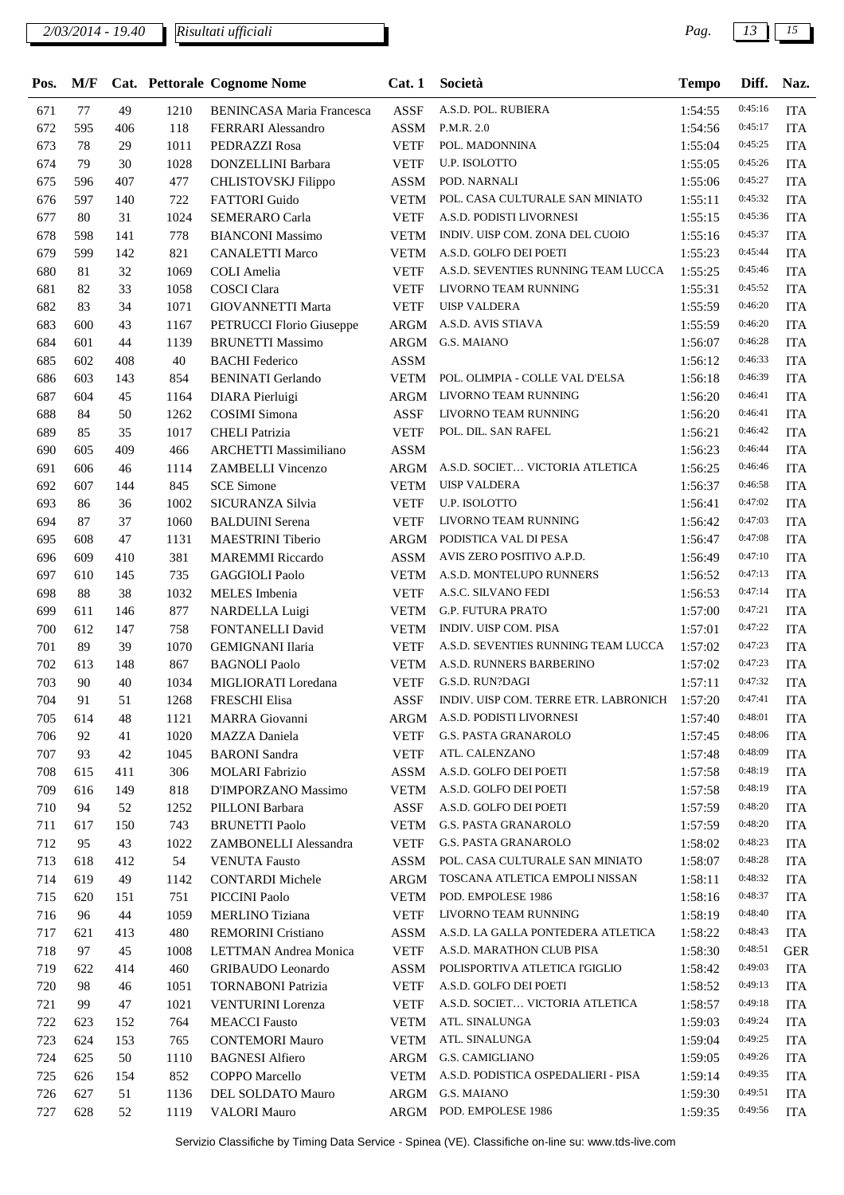| Pos. | M/F | Cat. | Pettorale | Cognome Nome | Cat. 1 | Società | Tempo | Diff. | Naz. |
|---|---|---|---|---|---|---|---|---|---|
| 671 | 77 | 49 | 1210 | BENINCASA Maria Francesca | ASSF | A.S.D. POL. RUBIERA | 1:54:55 | 0:45:16 | ITA |
| 672 | 595 | 406 | 118 | FERRARI Alessandro | ASSM | P.M.R. 2.0 | 1:54:56 | 0:45:17 | ITA |
| 673 | 78 | 29 | 1011 | PEDRAZZI Rosa | VETF | POL. MADONNINA | 1:55:04 | 0:45:25 | ITA |
| 674 | 79 | 30 | 1028 | DONZELLINI Barbara | VETF | U.P. ISOLOTTO | 1:55:05 | 0:45:26 | ITA |
| 675 | 596 | 407 | 477 | CHLISTOVSKJ Filippo | ASSM | POD. NARNALI | 1:55:06 | 0:45:27 | ITA |
| 676 | 597 | 140 | 722 | FATTORI Guido | VETM | POL. CASA CULTURALE SAN MINIATO | 1:55:11 | 0:45:32 | ITA |
| 677 | 80 | 31 | 1024 | SEMERARO Carla | VETF | A.S.D. PODISTI LIVORNESI | 1:55:15 | 0:45:36 | ITA |
| 678 | 598 | 141 | 778 | BIANCONI Massimo | VETM | INDIV. UISP COM. ZONA DEL CUOIO | 1:55:16 | 0:45:37 | ITA |
| 679 | 599 | 142 | 821 | CANALETTI Marco | VETM | A.S.D. GOLFO DEI POETI | 1:55:23 | 0:45:44 | ITA |
| 680 | 81 | 32 | 1069 | COLI Amelia | VETF | A.S.D. SEVENTIES RUNNING TEAM LUCCA | 1:55:25 | 0:45:46 | ITA |
| 681 | 82 | 33 | 1058 | COSCI Clara | VETF | LIVORNO TEAM RUNNING | 1:55:31 | 0:45:52 | ITA |
| 682 | 83 | 34 | 1071 | GIOVANNETTI Marta | VETF | UISP VALDERA | 1:55:59 | 0:46:20 | ITA |
| 683 | 600 | 43 | 1167 | PETRUCCI Florio Giuseppe | ARGM | A.S.D. AVIS STIAVA | 1:55:59 | 0:46:20 | ITA |
| 684 | 601 | 44 | 1139 | BRUNETTI Massimo | ARGM | G.S. MAIANO | 1:56:07 | 0:46:28 | ITA |
| 685 | 602 | 408 | 40 | BACHI Federico | ASSM | | 1:56:12 | 0:46:33 | ITA |
| 686 | 603 | 143 | 854 | BENINATI Gerlando | VETM | POL. OLIMPIA - COLLE VAL D'ELSA | 1:56:18 | 0:46:39 | ITA |
| 687 | 604 | 45 | 1164 | DIARA Pierluigi | ARGM | LIVORNO TEAM RUNNING | 1:56:20 | 0:46:41 | ITA |
| 688 | 84 | 50 | 1262 | COSIMI Simona | ASSF | LIVORNO TEAM RUNNING | 1:56:20 | 0:46:41 | ITA |
| 689 | 85 | 35 | 1017 | CHELI Patrizia | VETF | POL. DIL. SAN RAFEL | 1:56:21 | 0:46:42 | ITA |
| 690 | 605 | 409 | 466 | ARCHETTI Massimiliano | ASSM | | 1:56:23 | 0:46:44 | ITA |
| 691 | 606 | 46 | 1114 | ZAMBELLI Vincenzo | ARGM | A.S.D. SOCIET… VICTORIA ATLETICA | 1:56:25 | 0:46:46 | ITA |
| 692 | 607 | 144 | 845 | SCE Simone | VETM | UISP VALDERA | 1:56:37 | 0:46:58 | ITA |
| 693 | 86 | 36 | 1002 | SICURANZA Silvia | VETF | U.P. ISOLOTTO | 1:56:41 | 0:47:02 | ITA |
| 694 | 87 | 37 | 1060 | BALDUINI Serena | VETF | LIVORNO TEAM RUNNING | 1:56:42 | 0:47:03 | ITA |
| 695 | 608 | 47 | 1131 | MAESTRINI Tiberio | ARGM | PODISTICA VAL DI PESA | 1:56:47 | 0:47:08 | ITA |
| 696 | 609 | 410 | 381 | MAREMMI Riccardo | ASSM | AVIS ZERO POSITIVO A.P.D. | 1:56:49 | 0:47:10 | ITA |
| 697 | 610 | 145 | 735 | GAGGIOLI Paolo | VETM | A.S.D. MONTELUPO RUNNERS | 1:56:52 | 0:47:13 | ITA |
| 698 | 88 | 38 | 1032 | MELES Imbenia | VETF | A.S.C. SILVANO FEDI | 1:56:53 | 0:47:14 | ITA |
| 699 | 611 | 146 | 877 | NARDELLA Luigi | VETM | G.P. FUTURA PRATO | 1:57:00 | 0:47:21 | ITA |
| 700 | 612 | 147 | 758 | FONTANELLI David | VETM | INDIV. UISP COM. PISA | 1:57:01 | 0:47:22 | ITA |
| 701 | 89 | 39 | 1070 | GEMIGNANI Ilaria | VETF | A.S.D. SEVENTIES RUNNING TEAM LUCCA | 1:57:02 | 0:47:23 | ITA |
| 702 | 613 | 148 | 867 | BAGNOLI Paolo | VETM | A.S.D. RUNNERS BARBERINO | 1:57:02 | 0:47:23 | ITA |
| 703 | 90 | 40 | 1034 | MIGLIORATI Loredana | VETF | G.S.D. RUN?DAGI | 1:57:11 | 0:47:32 | ITA |
| 704 | 91 | 51 | 1268 | FRESCHI Elisa | ASSF | INDIV. UISP COM. TERRE ETR. LABRONICH | 1:57:20 | 0:47:41 | ITA |
| 705 | 614 | 48 | 1121 | MARRA Giovanni | ARGM | A.S.D. PODISTI LIVORNESI | 1:57:40 | 0:48:01 | ITA |
| 706 | 92 | 41 | 1020 | MAZZA Daniela | VETF | G.S. PASTA GRANAROLO | 1:57:45 | 0:48:06 | ITA |
| 707 | 93 | 42 | 1045 | BARONI Sandra | VETF | ATL. CALENZANO | 1:57:48 | 0:48:09 | ITA |
| 708 | 615 | 411 | 306 | MOLARI Fabrizio | ASSM | A.S.D. GOLFO DEI POETI | 1:57:58 | 0:48:19 | ITA |
| 709 | 616 | 149 | 818 | D'IMPORZANO Massimo | VETM | A.S.D. GOLFO DEI POETI | 1:57:58 | 0:48:19 | ITA |
| 710 | 94 | 52 | 1252 | PILLONI Barbara | ASSF | A.S.D. GOLFO DEI POETI | 1:57:59 | 0:48:20 | ITA |
| 711 | 617 | 150 | 743 | BRUNETTI Paolo | VETM | G.S. PASTA GRANAROLO | 1:57:59 | 0:48:20 | ITA |
| 712 | 95 | 43 | 1022 | ZAMBONELLI Alessandra | VETF | G.S. PASTA GRANAROLO | 1:58:02 | 0:48:23 | ITA |
| 713 | 618 | 412 | 54 | VENUTA Fausto | ASSM | POL. CASA CULTURALE SAN MINIATO | 1:58:07 | 0:48:28 | ITA |
| 714 | 619 | 49 | 1142 | CONTARDI Michele | ARGM | TOSCANA ATLETICA EMPOLI NISSAN | 1:58:11 | 0:48:32 | ITA |
| 715 | 620 | 151 | 751 | PICCINI Paolo | VETM | POD. EMPOLESE 1986 | 1:58:16 | 0:48:37 | ITA |
| 716 | 96 | 44 | 1059 | MERLINO Tiziana | VETF | LIVORNO TEAM RUNNING | 1:58:19 | 0:48:40 | ITA |
| 717 | 621 | 413 | 480 | REMORINI Cristiano | ASSM | A.S.D. LA GALLA PONTEDERA ATLETICA | 1:58:22 | 0:48:43 | ITA |
| 718 | 97 | 45 | 1008 | LETTMAN Andrea Monica | VETF | A.S.D. MARATHON CLUB PISA | 1:58:30 | 0:48:51 | GER |
| 719 | 622 | 414 | 460 | GRIBAUDO Leonardo | ASSM | POLISPORTIVA ATLETICA I'GIGLIO | 1:58:42 | 0:49:03 | ITA |
| 720 | 98 | 46 | 1051 | TORNABONI Patrizia | VETF | A.S.D. GOLFO DEI POETI | 1:58:52 | 0:49:13 | ITA |
| 721 | 99 | 47 | 1021 | VENTURINI Lorenza | VETF | A.S.D. SOCIET… VICTORIA ATLETICA | 1:58:57 | 0:49:18 | ITA |
| 722 | 623 | 152 | 764 | MEACCI Fausto | VETM | ATL. SINALUNGA | 1:59:03 | 0:49:24 | ITA |
| 723 | 624 | 153 | 765 | CONTEMORI Mauro | VETM | ATL. SINALUNGA | 1:59:04 | 0:49:25 | ITA |
| 724 | 625 | 50 | 1110 | BAGNESI Alfiero | ARGM | G.S. CAMIGLIANO | 1:59:05 | 0:49:26 | ITA |
| 725 | 626 | 154 | 852 | COPPO Marcello | VETM | A.S.D. PODISTICA OSPEDALIERI - PISA | 1:59:14 | 0:49:35 | ITA |
| 726 | 627 | 51 | 1136 | DEL SOLDATO Mauro | ARGM | G.S. MAIANO | 1:59:30 | 0:49:51 | ITA |
| 727 | 628 | 52 | 1119 | VALORI Mauro | ARGM | POD. EMPOLESE 1986 | 1:59:35 | 0:49:56 | ITA |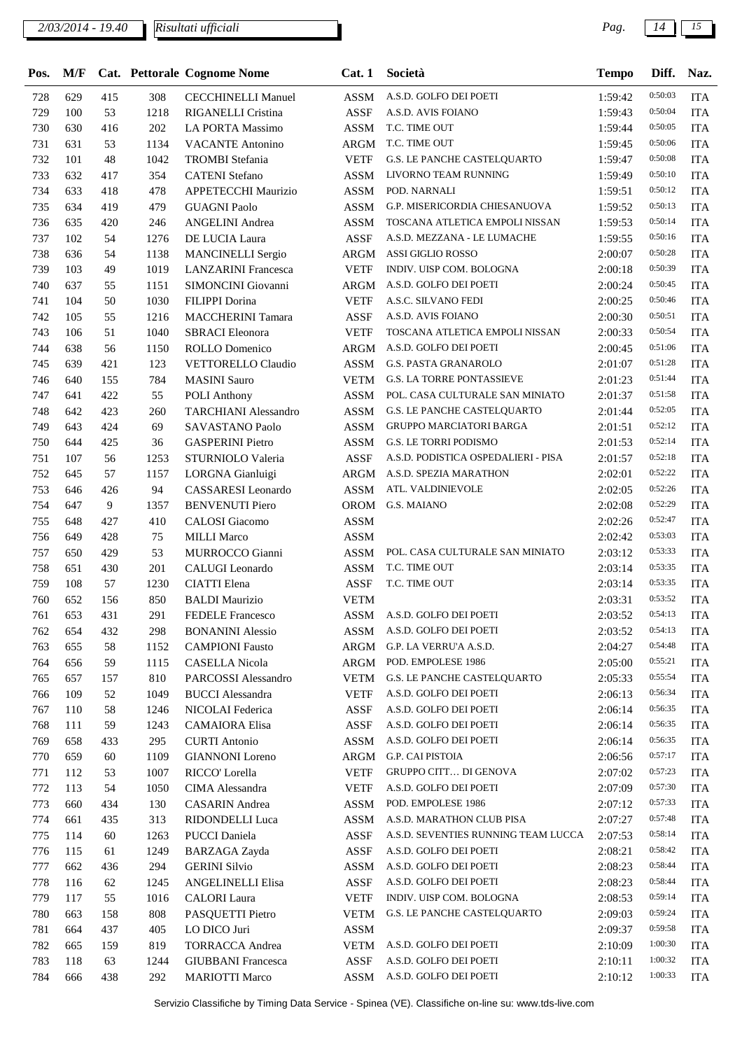| Pos. | M/F | Cat. | Pettorale | Cognome Nome | Cat. 1 | Società | Tempo | Diff. | Naz. |
|---|---|---|---|---|---|---|---|---|---|
| 728 | 629 | 415 | 308 | CECCHINELLI Manuel | ASSM | A.S.D. GOLFO DEI POETI | 1:59:42 | 0:50:03 | ITA |
| 729 | 100 | 53 | 1218 | RIGANELLI Cristina | ASSF | A.S.D. AVIS FOIANO | 1:59:43 | 0:50:04 | ITA |
| 730 | 630 | 416 | 202 | LA PORTA Massimo | ASSM | T.C. TIME OUT | 1:59:44 | 0:50:05 | ITA |
| 731 | 631 | 53 | 1134 | VACANTE Antonino | ARGM | T.C. TIME OUT | 1:59:45 | 0:50:06 | ITA |
| 732 | 101 | 48 | 1042 | TROMBI Stefania | VETF | G.S. LE PANCHE CASTELQUARTO | 1:59:47 | 0:50:08 | ITA |
| 733 | 632 | 417 | 354 | CATENI Stefano | ASSM | LIVORNO TEAM RUNNING | 1:59:49 | 0:50:10 | ITA |
| 734 | 633 | 418 | 478 | APPETECCHI Maurizio | ASSM | POD. NARNALI | 1:59:51 | 0:50:12 | ITA |
| 735 | 634 | 419 | 479 | GUAGNI Paolo | ASSM | G.P. MISERICORDIA CHIESANUOVA | 1:59:52 | 0:50:13 | ITA |
| 736 | 635 | 420 | 246 | ANGELINI Andrea | ASSM | TOSCANA ATLETICA EMPOLI NISSAN | 1:59:53 | 0:50:14 | ITA |
| 737 | 102 | 54 | 1276 | DE LUCIA Laura | ASSF | A.S.D. MEZZANA - LE LUMACHE | 1:59:55 | 0:50:16 | ITA |
| 738 | 636 | 54 | 1138 | MANCINELLI Sergio | ARGM | ASSI GIGLIO ROSSO | 2:00:07 | 0:50:28 | ITA |
| 739 | 103 | 49 | 1019 | LANZARINI Francesca | VETF | INDIV. UISP COM. BOLOGNA | 2:00:18 | 0:50:39 | ITA |
| 740 | 637 | 55 | 1151 | SIMONCINI Giovanni | ARGM | A.S.D. GOLFO DEI POETI | 2:00:24 | 0:50:45 | ITA |
| 741 | 104 | 50 | 1030 | FILIPPI Dorina | VETF | A.S.C. SILVANO FEDI | 2:00:25 | 0:50:46 | ITA |
| 742 | 105 | 55 | 1216 | MACCHERINI Tamara | ASSF | A.S.D. AVIS FOIANO | 2:00:30 | 0:50:51 | ITA |
| 743 | 106 | 51 | 1040 | SBRACI Eleonora | VETF | TOSCANA ATLETICA EMPOLI NISSAN | 2:00:33 | 0:50:54 | ITA |
| 744 | 638 | 56 | 1150 | ROLLO Domenico | ARGM | A.S.D. GOLFO DEI POETI | 2:00:45 | 0:51:06 | ITA |
| 745 | 639 | 421 | 123 | VETTORELLO Claudio | ASSM | G.S. PASTA GRANAROLO | 2:01:07 | 0:51:28 | ITA |
| 746 | 640 | 155 | 784 | MASINI Sauro | VETM | G.S. LA TORRE PONTASSIEVE | 2:01:23 | 0:51:44 | ITA |
| 747 | 641 | 422 | 55 | POLI Anthony | ASSM | POL. CASA CULTURALE SAN MINIATO | 2:01:37 | 0:51:58 | ITA |
| 748 | 642 | 423 | 260 | TARCHIANI Alessandro | ASSM | G.S. LE PANCHE CASTELQUARTO | 2:01:44 | 0:52:05 | ITA |
| 749 | 643 | 424 | 69 | SAVASTANO Paolo | ASSM | GRUPPO MARCIATORI BARGA | 2:01:51 | 0:52:12 | ITA |
| 750 | 644 | 425 | 36 | GASPERINI Pietro | ASSM | G.S. LE TORRI PODISMO | 2:01:53 | 0:52:14 | ITA |
| 751 | 107 | 56 | 1253 | STURNIOLO Valeria | ASSF | A.S.D. PODISTICA OSPEDALIERI - PISA | 2:01:57 | 0:52:18 | ITA |
| 752 | 645 | 57 | 1157 | LORGNA Gianluigi | ARGM | A.S.D. SPEZIA MARATHON | 2:02:01 | 0:52:22 | ITA |
| 753 | 646 | 426 | 94 | CASSARESI Leonardo | ASSM | ATL. VALDINIEVOLE | 2:02:05 | 0:52:26 | ITA |
| 754 | 647 | 9 | 1357 | BENVENUTI Piero | OROM | G.S. MAIANO | 2:02:08 | 0:52:29 | ITA |
| 755 | 648 | 427 | 410 | CALOSI Giacomo | ASSM | | 2:02:26 | 0:52:47 | ITA |
| 756 | 649 | 428 | 75 | MILLI Marco | ASSM | | 2:02:42 | 0:53:03 | ITA |
| 757 | 650 | 429 | 53 | MURROCCO Gianni | ASSM | POL. CASA CULTURALE SAN MINIATO | 2:03:12 | 0:53:33 | ITA |
| 758 | 651 | 430 | 201 | CALUGI Leonardo | ASSM | T.C. TIME OUT | 2:03:14 | 0:53:35 | ITA |
| 759 | 108 | 57 | 1230 | CIATTI Elena | ASSF | T.C. TIME OUT | 2:03:14 | 0:53:35 | ITA |
| 760 | 652 | 156 | 850 | BALDI Maurizio | VETM | | 2:03:31 | 0:53:52 | ITA |
| 761 | 653 | 431 | 291 | FEDELE Francesco | ASSM | A.S.D. GOLFO DEI POETI | 2:03:52 | 0:54:13 | ITA |
| 762 | 654 | 432 | 298 | BONANINI Alessio | ASSM | A.S.D. GOLFO DEI POETI | 2:03:52 | 0:54:13 | ITA |
| 763 | 655 | 58 | 1152 | CAMPIONI Fausto | ARGM | G.P. LA VERRU'A A.S.D. | 2:04:27 | 0:54:48 | ITA |
| 764 | 656 | 59 | 1115 | CASELLA Nicola | ARGM | POD. EMPOLESE 1986 | 2:05:00 | 0:55:21 | ITA |
| 765 | 657 | 157 | 810 | PARCOSSI Alessandro | VETM | G.S. LE PANCHE CASTELQUARTO | 2:05:33 | 0:55:54 | ITA |
| 766 | 109 | 52 | 1049 | BUCCI Alessandra | VETF | A.S.D. GOLFO DEI POETI | 2:06:13 | 0:56:34 | ITA |
| 767 | 110 | 58 | 1246 | NICOLAI Federica | ASSF | A.S.D. GOLFO DEI POETI | 2:06:14 | 0:56:35 | ITA |
| 768 | 111 | 59 | 1243 | CAMAIORA Elisa | ASSF | A.S.D. GOLFO DEI POETI | 2:06:14 | 0:56:35 | ITA |
| 769 | 658 | 433 | 295 | CURTI Antonio | ASSM | A.S.D. GOLFO DEI POETI | 2:06:14 | 0:56:35 | ITA |
| 770 | 659 | 60 | 1109 | GIANNONI Loreno | ARGM | G.P. CAI PISTOIA | 2:06:56 | 0:57:17 | ITA |
| 771 | 112 | 53 | 1007 | RICCO' Lorella | VETF | GRUPPO CITT… DI GENOVA | 2:07:02 | 0:57:23 | ITA |
| 772 | 113 | 54 | 1050 | CIMA Alessandra | VETF | A.S.D. GOLFO DEI POETI | 2:07:09 | 0:57:30 | ITA |
| 773 | 660 | 434 | 130 | CASARIN Andrea | ASSM | POD. EMPOLESE 1986 | 2:07:12 | 0:57:33 | ITA |
| 774 | 661 | 435 | 313 | RIDONDELLI Luca | ASSM | A.S.D. MARATHON CLUB PISA | 2:07:27 | 0:57:48 | ITA |
| 775 | 114 | 60 | 1263 | PUCCI Daniela | ASSF | A.S.D. SEVENTIES RUNNING TEAM LUCCA | 2:07:53 | 0:58:14 | ITA |
| 776 | 115 | 61 | 1249 | BARZAGA Zayda | ASSF | A.S.D. GOLFO DEI POETI | 2:08:21 | 0:58:42 | ITA |
| 777 | 662 | 436 | 294 | GERINI Silvio | ASSM | A.S.D. GOLFO DEI POETI | 2:08:23 | 0:58:44 | ITA |
| 778 | 116 | 62 | 1245 | ANGELINELLI Elisa | ASSF | A.S.D. GOLFO DEI POETI | 2:08:23 | 0:58:44 | ITA |
| 779 | 117 | 55 | 1016 | CALORI Laura | VETF | INDIV. UISP COM. BOLOGNA | 2:08:53 | 0:59:14 | ITA |
| 780 | 663 | 158 | 808 | PASQUETTI Pietro | VETM | G.S. LE PANCHE CASTELQUARTO | 2:09:03 | 0:59:24 | ITA |
| 781 | 664 | 437 | 405 | LO DICO Juri | ASSM | | 2:09:37 | 0:59:58 | ITA |
| 782 | 665 | 159 | 819 | TORRACCA Andrea | VETM | A.S.D. GOLFO DEI POETI | 2:10:09 | 1:00:30 | ITA |
| 783 | 118 | 63 | 1244 | GIUBBANI Francesca | ASSF | A.S.D. GOLFO DEI POETI | 2:10:11 | 1:00:32 | ITA |
| 784 | 666 | 438 | 292 | MARIOTTI Marco | ASSM | A.S.D. GOLFO DEI POETI | 2:10:12 | 1:00:33 | ITA |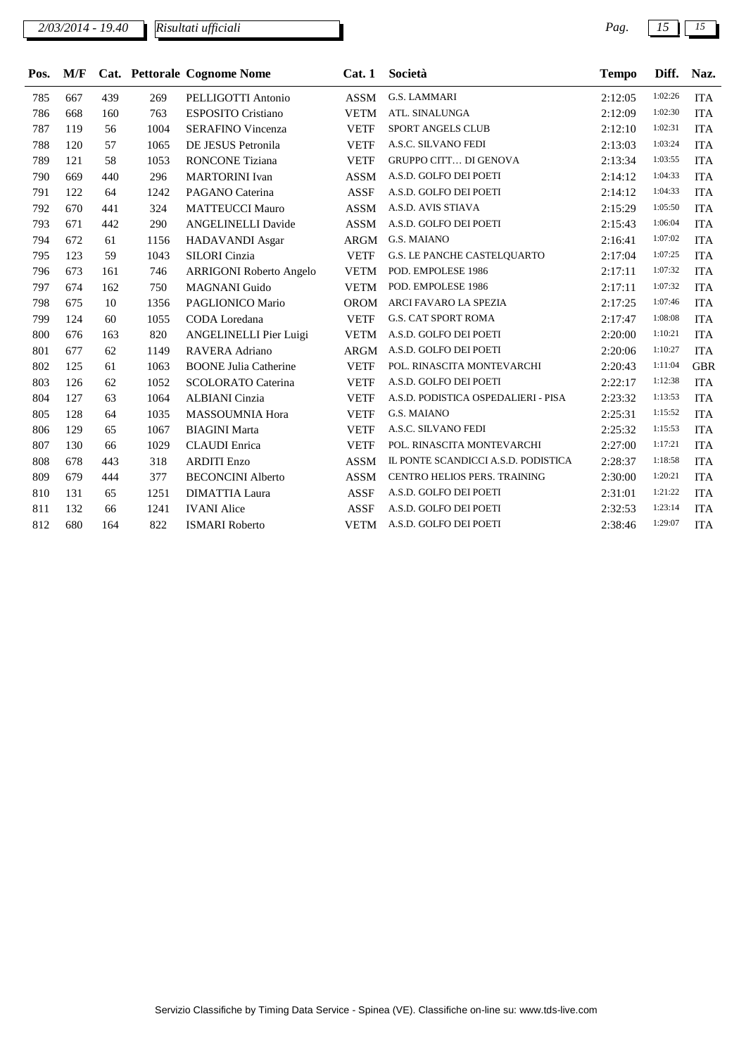| Pos. | M/F | Cat. | Pettorale | Cognome Nome | Cat. 1 | Società | Tempo | Diff. | Naz. |
|---|---|---|---|---|---|---|---|---|---|
| 785 | 667 | 439 | 269 | PELLIGOTTI Antonio | ASSM | G.S. LAMMARI | 2:12:05 | 1:02:26 | ITA |
| 786 | 668 | 160 | 763 | ESPOSITO Cristiano | VETM | ATL. SINALUNGA | 2:12:09 | 1:02:30 | ITA |
| 787 | 119 | 56 | 1004 | SERAFINO Vincenza | VETF | SPORT ANGELS CLUB | 2:12:10 | 1:02:31 | ITA |
| 788 | 120 | 57 | 1065 | DE JESUS Petronila | VETF | A.S.C. SILVANO FEDI | 2:13:03 | 1:03:24 | ITA |
| 789 | 121 | 58 | 1053 | RONCONE Tiziana | VETF | GRUPPO CITT… DI GENOVA | 2:13:34 | 1:03:55 | ITA |
| 790 | 669 | 440 | 296 | MARTORINI Ivan | ASSM | A.S.D. GOLFO DEI POETI | 2:14:12 | 1:04:33 | ITA |
| 791 | 122 | 64 | 1242 | PAGANO Caterina | ASSF | A.S.D. GOLFO DEI POETI | 2:14:12 | 1:04:33 | ITA |
| 792 | 670 | 441 | 324 | MATTEUCCI Mauro | ASSM | A.S.D. AVIS STIAVA | 2:15:29 | 1:05:50 | ITA |
| 793 | 671 | 442 | 290 | ANGELINELLI Davide | ASSM | A.S.D. GOLFO DEI POETI | 2:15:43 | 1:06:04 | ITA |
| 794 | 672 | 61 | 1156 | HADAVANDI Asgar | ARGM | G.S. MAIANO | 2:16:41 | 1:07:02 | ITA |
| 795 | 123 | 59 | 1043 | SILORI Cinzia | VETF | G.S. LE PANCHE CASTELQUARTO | 2:17:04 | 1:07:25 | ITA |
| 796 | 673 | 161 | 746 | ARRIGONI Roberto Angelo | VETM | POD. EMPOLESE 1986 | 2:17:11 | 1:07:32 | ITA |
| 797 | 674 | 162 | 750 | MAGNANI Guido | VETM | POD. EMPOLESE 1986 | 2:17:11 | 1:07:32 | ITA |
| 798 | 675 | 10 | 1356 | PAGLIONICO Mario | OROM | ARCI FAVARO LA SPEZIA | 2:17:25 | 1:07:46 | ITA |
| 799 | 124 | 60 | 1055 | CODA Loredana | VETF | G.S. CAT SPORT ROMA | 2:17:47 | 1:08:08 | ITA |
| 800 | 676 | 163 | 820 | ANGELINELLI Pier Luigi | VETM | A.S.D. GOLFO DEI POETI | 2:20:00 | 1:10:21 | ITA |
| 801 | 677 | 62 | 1149 | RAVERA Adriano | ARGM | A.S.D. GOLFO DEI POETI | 2:20:06 | 1:10:27 | ITA |
| 802 | 125 | 61 | 1063 | BOONE Julia Catherine | VETF | POL. RINASCITA MONTEVARCHI | 2:20:43 | 1:11:04 | GBR |
| 803 | 126 | 62 | 1052 | SCOLORATO Caterina | VETF | A.S.D. GOLFO DEI POETI | 2:22:17 | 1:12:38 | ITA |
| 804 | 127 | 63 | 1064 | ALBIANI Cinzia | VETF | A.S.D. PODISTICA OSPEDALIERI - PISA | 2:23:32 | 1:13:53 | ITA |
| 805 | 128 | 64 | 1035 | MASSOUMNIA Hora | VETF | G.S. MAIANO | 2:25:31 | 1:15:52 | ITA |
| 806 | 129 | 65 | 1067 | BIAGINI Marta | VETF | A.S.C. SILVANO FEDI | 2:25:32 | 1:15:53 | ITA |
| 807 | 130 | 66 | 1029 | CLAUDI Enrica | VETF | POL. RINASCITA MONTEVARCHI | 2:27:00 | 1:17:21 | ITA |
| 808 | 678 | 443 | 318 | ARDITI Enzo | ASSM | IL PONTE SCANDICCI A.S.D. PODISTICA | 2:28:37 | 1:18:58 | ITA |
| 809 | 679 | 444 | 377 | BECONCINI Alberto | ASSM | CENTRO HELIOS PERS. TRAINING | 2:30:00 | 1:20:21 | ITA |
| 810 | 131 | 65 | 1251 | DIMATTIA Laura | ASSF | A.S.D. GOLFO DEI POETI | 2:31:01 | 1:21:22 | ITA |
| 811 | 132 | 66 | 1241 | IVANI Alice | ASSF | A.S.D. GOLFO DEI POETI | 2:32:53 | 1:23:14 | ITA |
| 812 | 680 | 164 | 822 | ISMARI Roberto | VETM | A.S.D. GOLFO DEI POETI | 2:38:46 | 1:29:07 | ITA |